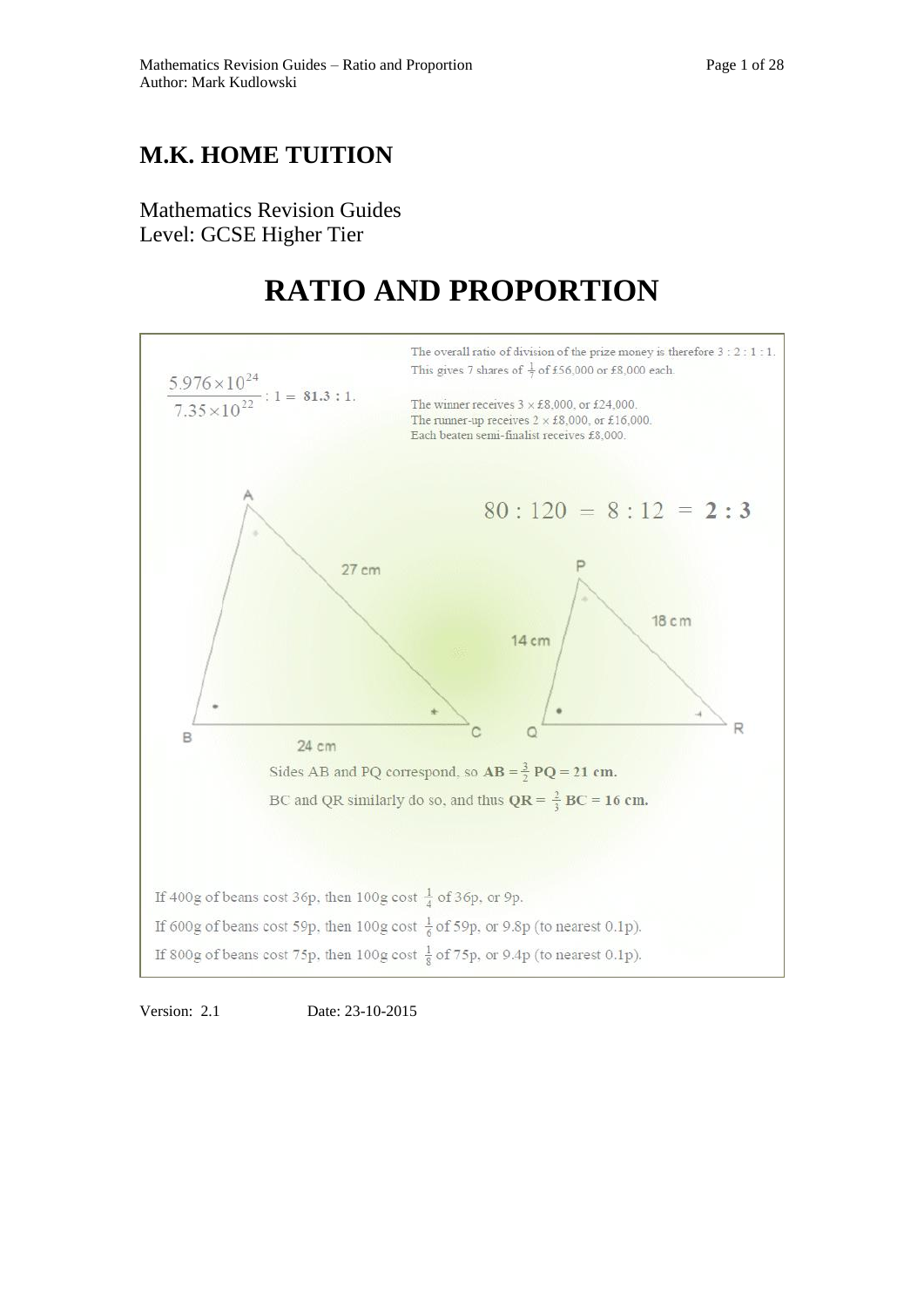# M.K. HOME TUITION

Mathematics Revision Guides
Level: GCSE Higher Tier

# RATIO AND PROPORTION

$$\frac{5.976 \times 10^{24}}{7.35 \times 10^{22}} : 1 = \mathbf{81.3 : 1}.$$

The overall ratio of division of the prize money is therefore 3 : 2 : 1 : 1.
This gives 7 shares of $\frac{1}{7}$ of £56,000 or £8,000 each.

The winner receives 3 × £8,000, or £24,000.
The runner-up receives 2 × £8,000, or £16,000.
Each beaten semi-finalist receives £8,000.

$$80 : 120 = 8 : 12 = \mathbf{2 : 3}$$

Sides AB and PQ correspond, so $\mathbf{AB = \frac{3}{2}\ PQ = 21\ cm.}$

BC and QR similarly do so, and thus $\mathbf{QR = \frac{2}{3}\ BC = 16\ cm.}$

If 400g of beans cost 36p, then 100g cost $\frac{1}{4}$ of 36p, or 9p.

If 600g of beans cost 59p, then 100g cost $\frac{1}{6}$ of 59p, or 9.8p (to nearest 0.1p).

If 800g of beans cost 75p, then 100g cost $\frac{1}{8}$ of 75p, or 9.4p (to nearest 0.1p).

Version: 2.1 Date: 23-10-2015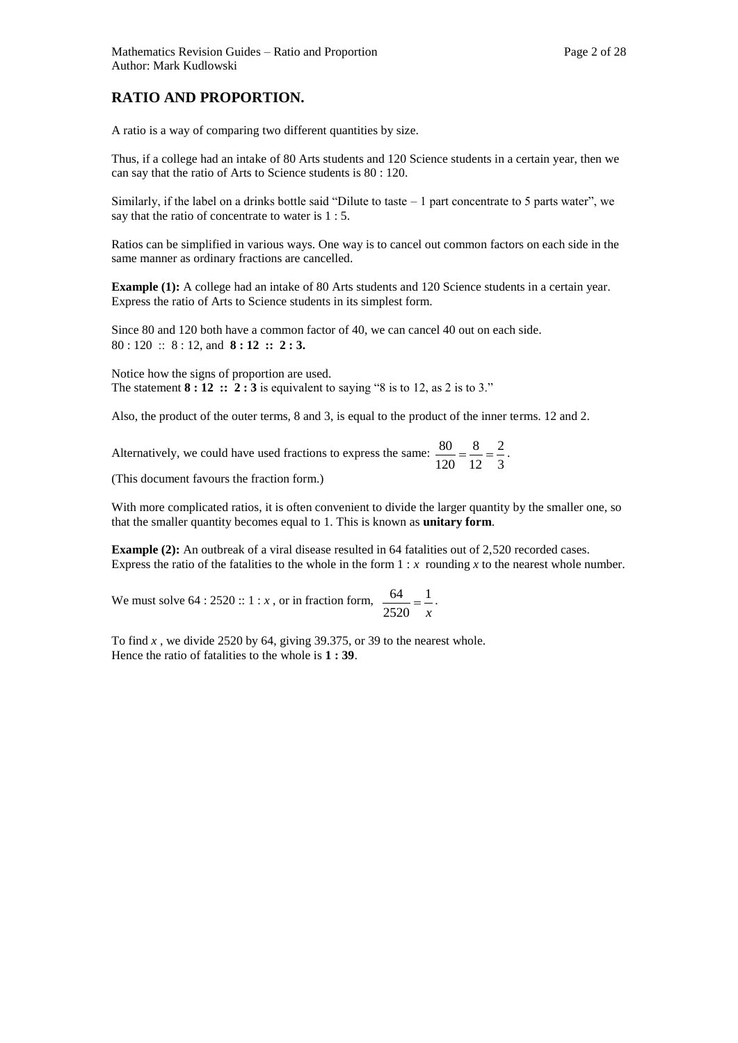# RATIO AND PROPORTION.

A ratio is a way of comparing two different quantities by size.

Thus, if a college had an intake of 80 Arts students and 120 Science students in a certain year, then we can say that the ratio of Arts to Science students is 80 : 120.

Similarly, if the label on a drinks bottle said "Dilute to taste – 1 part concentrate to 5 parts water", we say that the ratio of concentrate to water is 1 : 5.

Ratios can be simplified in various ways. One way is to cancel out common factors on each side in the same manner as ordinary fractions are cancelled.

**Example (1):** A college had an intake of 80 Arts students and 120 Science students in a certain year. Express the ratio of Arts to Science students in its simplest form.

Since 80 and 120 both have a common factor of 40, we can cancel 40 out on each side.
80 : 120 :: 8 : 12, and **8 : 12 :: 2 : 3.**

Notice how the signs of proportion are used.
The statement **8 : 12 :: 2 : 3** is equivalent to saying "8 is to 12, as 2 is to 3."

Also, the product of the outer terms, 8 and 3, is equal to the product of the inner terms. 12 and 2.

Alternatively, we could have used fractions to express the same: $\frac{80}{120} = \frac{8}{12} = \frac{2}{3}$.

(This document favours the fraction form.)

With more complicated ratios, it is often convenient to divide the larger quantity by the smaller one, so that the smaller quantity becomes equal to 1. This is known as **unitary form**.

**Example (2):** An outbreak of a viral disease resulted in 64 fatalities out of 2,520 recorded cases. Express the ratio of the fatalities to the whole in the form 1 : $x$ rounding $x$ to the nearest whole number.

We must solve 64 : 2520 :: 1 : $x$ , or in fraction form, $\frac{64}{2520} = \frac{1}{x}$.

To find $x$ , we divide 2520 by 64, giving 39.375, or 39 to the nearest whole.
Hence the ratio of fatalities to the whole is **1 : 39**.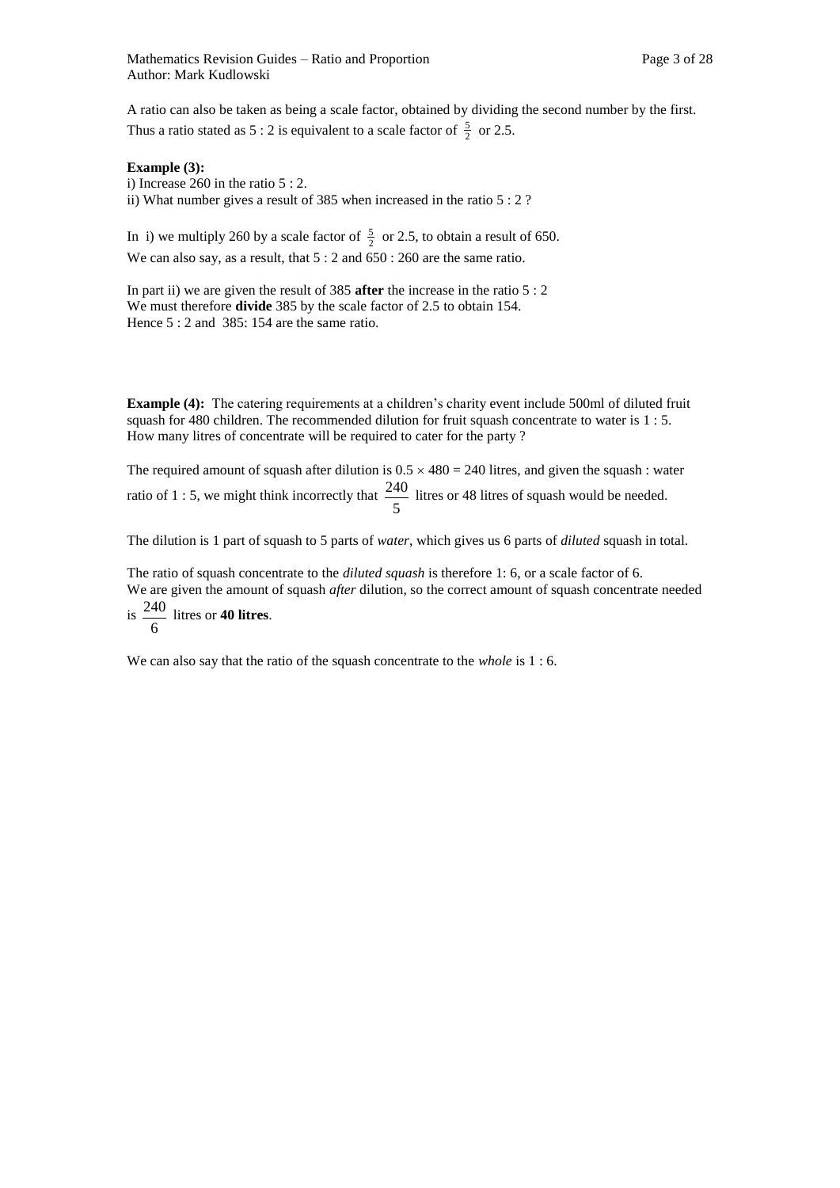A ratio can also be taken as being a scale factor, obtained by dividing the second number by the first. Thus a ratio stated as 5 : 2 is equivalent to a scale factor of $\frac{5}{2}$ or 2.5.

**Example (3):**
i) Increase 260 in the ratio 5 : 2.
ii) What number gives a result of 385 when increased in the ratio 5 : 2 ?

In i) we multiply 260 by a scale factor of $\frac{5}{2}$ or 2.5, to obtain a result of 650.
We can also say, as a result, that 5 : 2 and 650 : 260 are the same ratio.

In part ii) we are given the result of 385 **after** the increase in the ratio 5 : 2
We must therefore **divide** 385 by the scale factor of 2.5 to obtain 154.
Hence 5 : 2 and 385: 154 are the same ratio.

**Example (4):** The catering requirements at a children's charity event include 500ml of diluted fruit squash for 480 children. The recommended dilution for fruit squash concentrate to water is 1 : 5. How many litres of concentrate will be required to cater for the party ?

The required amount of squash after dilution is $0.5 \times 480 = 240$ litres, and given the squash : water ratio of 1 : 5, we might think incorrectly that $\frac{240}{5}$ litres or 48 litres of squash would be needed.

The dilution is 1 part of squash to 5 parts of *water*, which gives us 6 parts of *diluted* squash in total.

The ratio of squash concentrate to the *diluted squash* is therefore 1: 6, or a scale factor of 6.
We are given the amount of squash *after* dilution, so the correct amount of squash concentrate needed is $\frac{240}{6}$ litres or **40 litres**.

We can also say that the ratio of the squash concentrate to the *whole* is 1 : 6.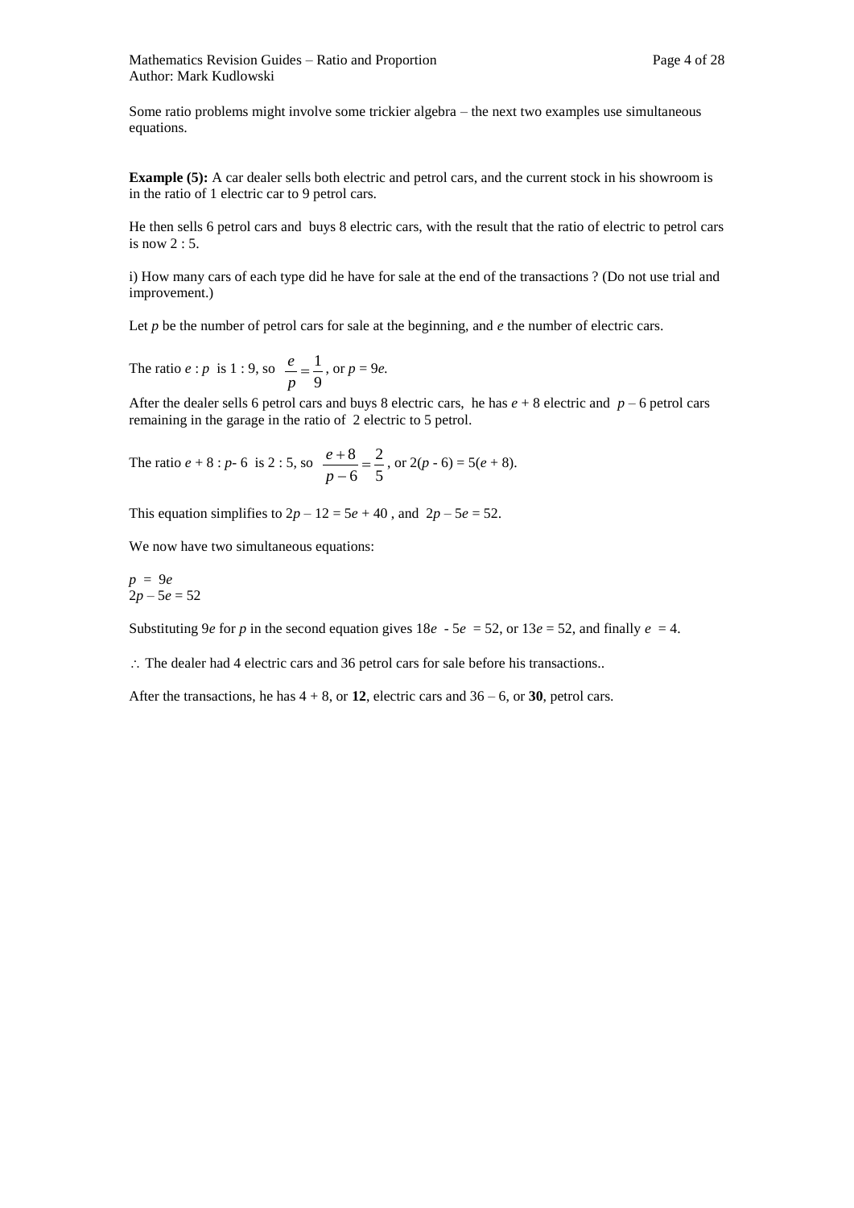Some ratio problems might involve some trickier algebra – the next two examples use simultaneous equations.

**Example (5):** A car dealer sells both electric and petrol cars, and the current stock in his showroom is in the ratio of 1 electric car to 9 petrol cars.

He then sells 6 petrol cars and buys 8 electric cars, with the result that the ratio of electric to petrol cars is now 2 : 5.

i) How many cars of each type did he have for sale at the end of the transactions ? (Do not use trial and improvement.)

Let $p$ be the number of petrol cars for sale at the beginning, and $e$ the number of electric cars.

The ratio $e : p$ is 1 : 9, so $\frac{e}{p} = \frac{1}{9}$, or $p = 9e$.

After the dealer sells 6 petrol cars and buys 8 electric cars, he has $e + 8$ electric and $p - 6$ petrol cars remaining in the garage in the ratio of 2 electric to 5 petrol.

The ratio $e + 8 : p - 6$ is 2 : 5, so $\frac{e+8}{p-6} = \frac{2}{5}$, or $2(p - 6) = 5(e + 8)$.

This equation simplifies to $2p - 12 = 5e + 40$, and $2p - 5e = 52$.

We now have two simultaneous equations:

$p = 9e$
$2p - 5e = 52$

Substituting $9e$ for $p$ in the second equation gives $18e - 5e = 52$, or $13e = 52$, and finally $e = 4$.

$\therefore$ The dealer had 4 electric cars and 36 petrol cars for sale before his transactions..

After the transactions, he has 4 + 8, or **12**, electric cars and 36 – 6, or **30**, petrol cars.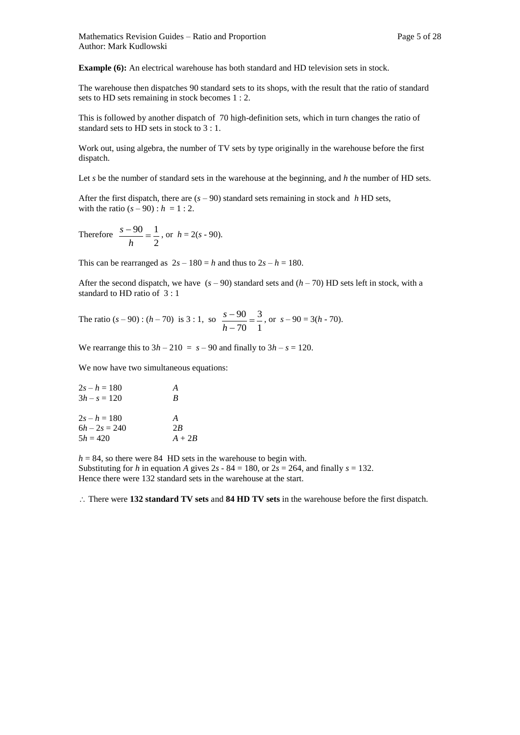**Example (6):** An electrical warehouse has both standard and HD television sets in stock.

The warehouse then dispatches 90 standard sets to its shops, with the result that the ratio of standard sets to HD sets remaining in stock becomes 1 : 2.

This is followed by another dispatch of 70 high-definition sets, which in turn changes the ratio of standard sets to HD sets in stock to 3 : 1.

Work out, using algebra, the number of TV sets by type originally in the warehouse before the first dispatch.

Let $s$ be the number of standard sets in the warehouse at the beginning, and $h$ the number of HD sets.

After the first dispatch, there are $(s - 90)$ standard sets remaining in stock and $h$ HD sets, with the ratio $(s - 90) : h = 1 : 2$.

Therefore $\frac{s-90}{h} = \frac{1}{2}$, or $h = 2(s - 90)$.

This can be rearranged as $2s - 180 = h$ and thus to $2s - h = 180$.

After the second dispatch, we have $(s - 90)$ standard sets and $(h - 70)$ HD sets left in stock, with a standard to HD ratio of 3 : 1

The ratio $(s - 90) : (h - 70)$ is 3 : 1, so $\frac{s-90}{h-70} = \frac{3}{1}$, or $s - 90 = 3(h - 70)$.

We rearrange this to $3h - 210 = s - 90$ and finally to $3h - s = 120$.

We now have two simultaneous equations:

$2s - h = 180$ &nbsp;&nbsp;&nbsp; $A$
$3h - s = 120$ &nbsp;&nbsp;&nbsp; $B$

$2s - h = 180$ &nbsp;&nbsp;&nbsp; $A$
$6h - 2s = 240$ &nbsp;&nbsp;&nbsp; $2B$
$5h = 420$ &nbsp;&nbsp;&nbsp; $A + 2B$

$h = 84$, so there were 84 HD sets in the warehouse to begin with.
Substituting for $h$ in equation $A$ gives $2s - 84 = 180$, or $2s = 264$, and finally $s = 132$.
Hence there were 132 standard sets in the warehouse at the start.

$\therefore$ There were **132 standard TV sets** and **84 HD TV sets** in the warehouse before the first dispatch.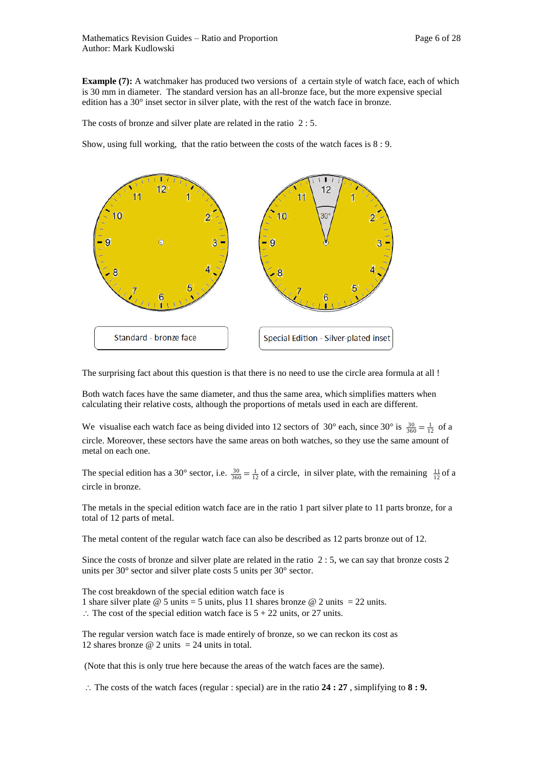**Example (7):** A watchmaker has produced two versions of a certain style of watch face, each of which is 30 mm in diameter. The standard version has an all-bronze face, but the more expensive special edition has a 30° inset sector in silver plate, with the rest of the watch face in bronze.

The costs of bronze and silver plate are related in the ratio 2 : 5.

Show, using full working, that the ratio between the costs of the watch faces is 8 : 9.

Standard - bronze face

Special Edition - Silver-plated inset

The surprising fact about this question is that there is no need to use the circle area formula at all !

Both watch faces have the same diameter, and thus the same area, which simplifies matters when calculating their relative costs, although the proportions of metals used in each are different.

We visualise each watch face as being divided into 12 sectors of 30° each, since 30° is $\frac{30}{360} = \frac{1}{12}$ of a circle. Moreover, these sectors have the same areas on both watches, so they use the same amount of metal on each one.

The special edition has a 30° sector, i.e. $\frac{30}{360} = \frac{1}{12}$ of a circle, in silver plate, with the remaining $\frac{11}{12}$ of a circle in bronze.

The metals in the special edition watch face are in the ratio 1 part silver plate to 11 parts bronze, for a total of 12 parts of metal.

The metal content of the regular watch face can also be described as 12 parts bronze out of 12.

Since the costs of bronze and silver plate are related in the ratio 2 : 5, we can say that bronze costs 2 units per 30° sector and silver plate costs 5 units per 30° sector.

The cost breakdown of the special edition watch face is
1 share silver plate @ 5 units = 5 units, plus 11 shares bronze @ 2 units = 22 units.
$\therefore$ The cost of the special edition watch face is 5 + 22 units, or 27 units.

The regular version watch face is made entirely of bronze, so we can reckon its cost as
12 shares bronze @ 2 units = 24 units in total.

(Note that this is only true here because the areas of the watch faces are the same).

$\therefore$ The costs of the watch faces (regular : special) are in the ratio **24 : 27** , simplifying to **8 : 9.**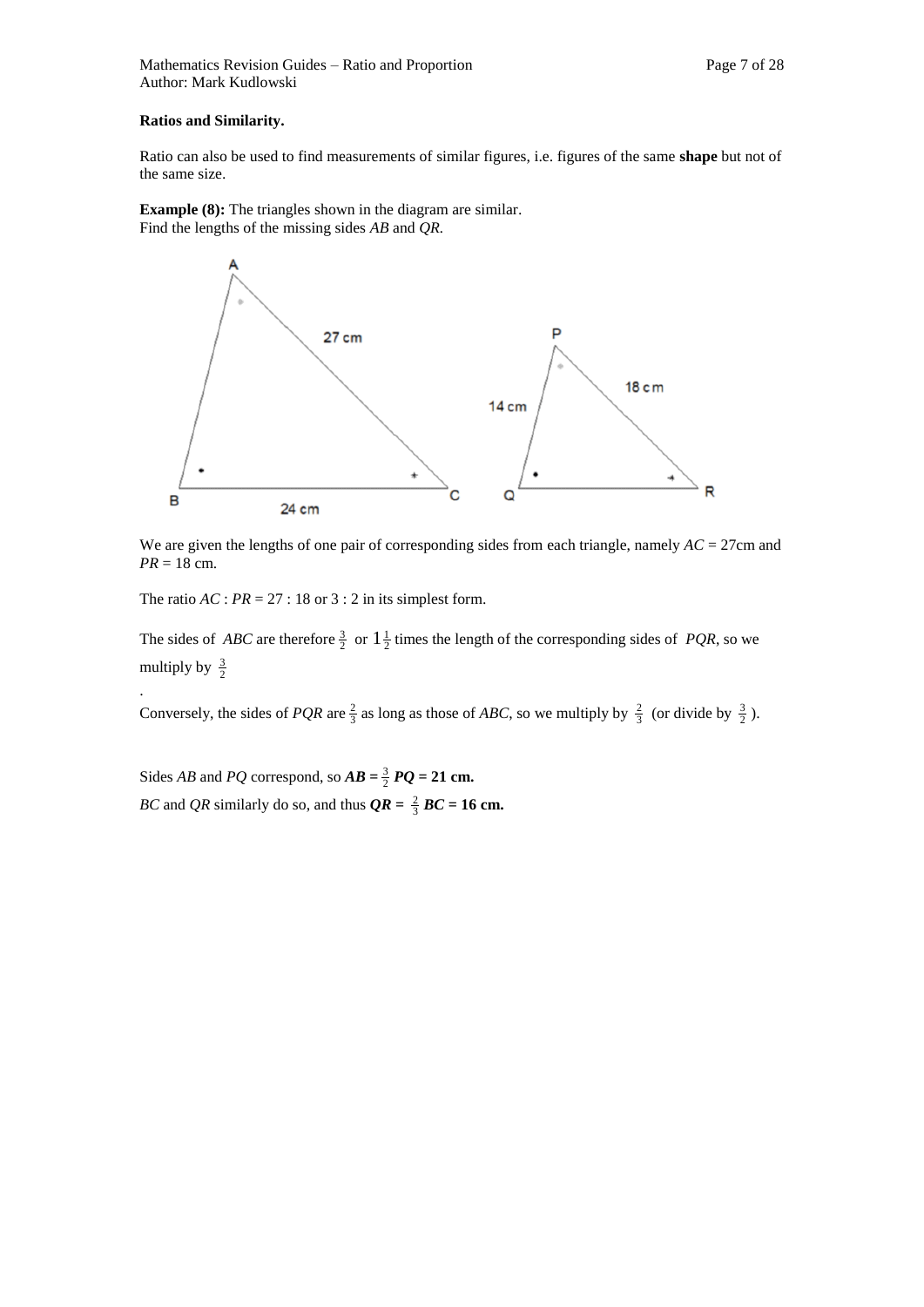**Ratios and Similarity.**

Ratio can also be used to find measurements of similar figures, i.e. figures of the same **shape** but not of the same size.

**Example (8):** The triangles shown in the diagram are similar.
Find the lengths of the missing sides *AB* and *QR*.

We are given the lengths of one pair of corresponding sides from each triangle, namely *AC* = 27cm and *PR* = 18 cm.

The ratio *AC* : *PR* = 27 : 18 or 3 : 2 in its simplest form.

The sides of *ABC* are therefore $\frac{3}{2}$ or $1\frac{1}{2}$ times the length of the corresponding sides of *PQR*, so we multiply by $\frac{3}{2}$

.

Conversely, the sides of *PQR* are $\frac{2}{3}$ as long as those of *ABC*, so we multiply by $\frac{2}{3}$ (or divide by $\frac{3}{2}$ ).

Sides *AB* and *PQ* correspond, so ***AB*** **=** $\frac{3}{2}$ ***PQ*** **= 21 cm.**

*BC* and *QR* similarly do so, and thus ***QR*** **=** $\frac{2}{3}$ ***BC*** **= 16 cm.**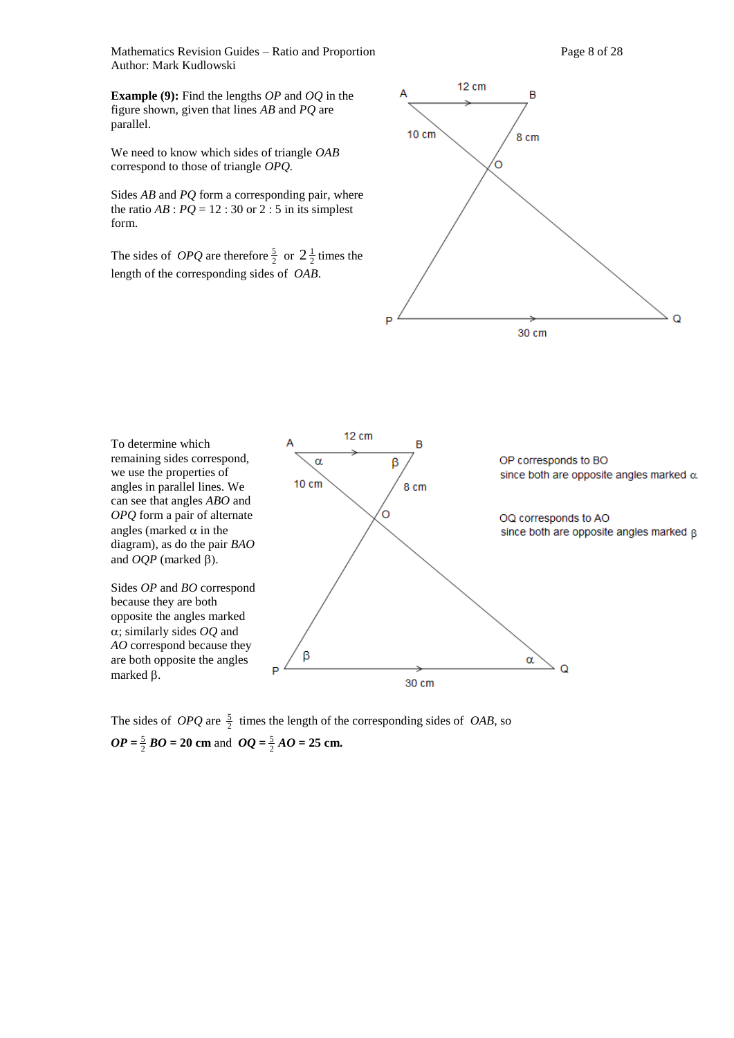**Example (9):** Find the lengths *OP* and *OQ* in the figure shown, given that lines *AB* and *PQ* are parallel.

We need to know which sides of triangle *OAB* correspond to those of triangle *OPQ*.

Sides *AB* and *PQ* form a corresponding pair, where the ratio *AB* : *PQ* = 12 : 30 or 2 : 5 in its simplest form.

The sides of *OPQ* are therefore $\frac{5}{2}$ or $2\frac{1}{2}$ times the length of the corresponding sides of *OAB*.

To determine which remaining sides correspond, we use the properties of angles in parallel lines. We can see that angles *ABO* and *OPQ* form a pair of alternate angles (marked α in the diagram), as do the pair *BAO* and *OQP* (marked β).

Sides *OP* and *BO* correspond because they are both opposite the angles marked α; similarly sides *OQ* and *AO* correspond because they are both opposite the angles marked β.

OP corresponds to BO since both are opposite angles marked α

OQ corresponds to AO since both are opposite angles marked β

The sides of *OPQ* are $\frac{5}{2}$ times the length of the corresponding sides of *OAB*, so

$OP = \frac{5}{2}BO$ **= 20 cm** and $OQ = \frac{5}{2}AO$ **= 25 cm.**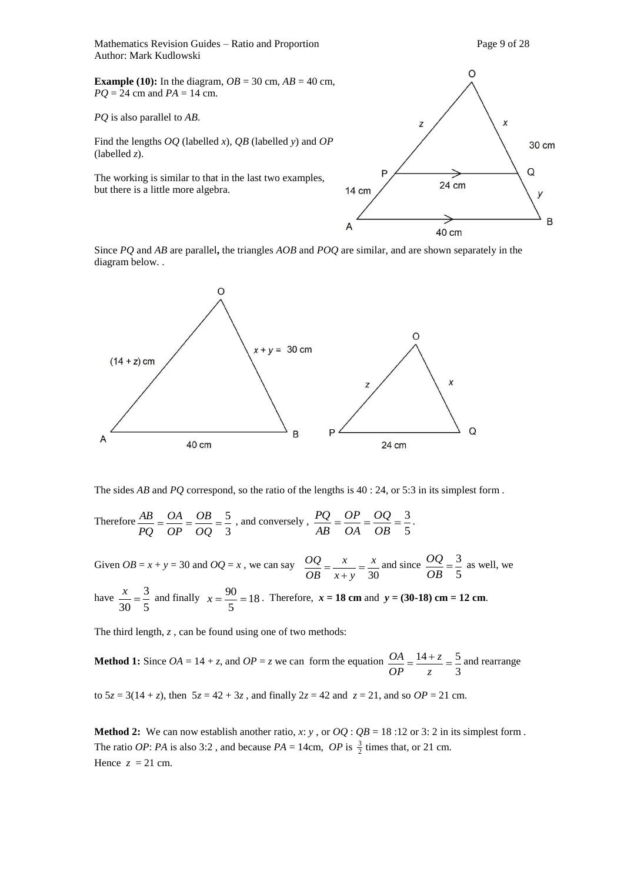**Example (10):** In the diagram, $OB$ = 30 cm, $AB$ = 40 cm, $PQ$ = 24 cm and $PA$ = 14 cm.

$PQ$ is also parallel to $AB$.

Find the lengths $OQ$ (labelled $x$), $QB$ (labelled $y$) and $OP$ (labelled $z$).

The working is similar to that in the last two examples, but there is a little more algebra.

Since $PQ$ and $AB$ are parallel**,** the triangles $AOB$ and $POQ$ are similar, and are shown separately in the diagram below. .

The sides $AB$ and $PQ$ correspond, so the ratio of the lengths is 40 : 24, or 5:3 in its simplest form .

Therefore $\frac{AB}{PQ} = \frac{OA}{OP} = \frac{OB}{OQ} = \frac{5}{3}$ , and conversely , $\frac{PQ}{AB} = \frac{OP}{OA} = \frac{OQ}{OB} = \frac{3}{5}$.

Given $OB = x + y = 30$ and $OQ = x$ , we can say $\frac{OQ}{OB} = \frac{x}{x+y} = \frac{x}{30}$ and since $\frac{OQ}{OB} = \frac{3}{5}$ as well, we have $\frac{x}{30} = \frac{3}{5}$ and finally $x = \frac{90}{5} = 18$. Therefore, **$x$ = 18 cm** and **$y$ = (30-18) cm = 12 cm**.

The third length, $z$ , can be found using one of two methods:

**Method 1:** Since $OA = 14 + z$, and $OP = z$ we can form the equation $\frac{OA}{OP} = \frac{14+z}{z} = \frac{5}{3}$ and rearrange to $5z = 3(14 + z)$, then $5z = 42 + 3z$ , and finally $2z = 42$ and $z = 21$, and so $OP$ = 21 cm.

**Method 2:** We can now establish another ratio, $x$: $y$ , or $OQ$ : $QB$ = 18 :12 or 3: 2 in its simplest form . The ratio $OP$: $PA$ is also 3:2 , and because $PA$ = 14cm, $OP$ is $\frac{3}{2}$ times that, or 21 cm.
Hence $z$ = 21 cm.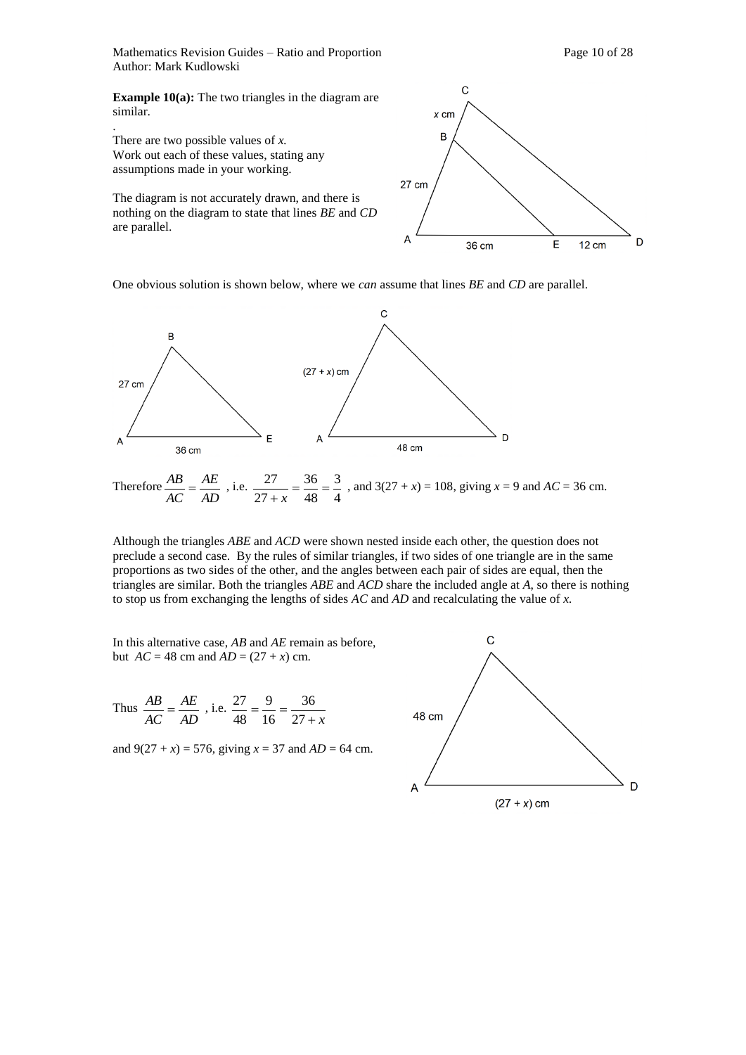**Example 10(a):** The two triangles in the diagram are similar.

.

There are two possible values of *x*.
Work out each of these values, stating any assumptions made in your working.

The diagram is not accurately drawn, and there is nothing on the diagram to state that lines *BE* and *CD* are parallel.

One obvious solution is shown below, where we *can* assume that lines *BE* and *CD* are parallel.

Therefore $\frac{AB}{AC} = \frac{AE}{AD}$ , i.e. $\frac{27}{27+x} = \frac{36}{48} = \frac{3}{4}$ , and $3(27 + x) = 108$, giving $x = 9$ and $AC = 36$ cm.

Although the triangles *ABE* and *ACD* were shown nested inside each other, the question does not preclude a second case. By the rules of similar triangles, if two sides of one triangle are in the same proportions as two sides of the other, and the angles between each pair of sides are equal, then the triangles are similar. Both the triangles *ABE* and *ACD* share the included angle at *A*, so there is nothing to stop us from exchanging the lengths of sides *AC* and *AD* and recalculating the value of *x*.

In this alternative case, *AB* and *AE* remain as before, but $AC = 48$ cm and $AD = (27 + x)$ cm.

Thus $\frac{AB}{AC} = \frac{AE}{AD}$ , i.e. $\frac{27}{48} = \frac{9}{16} = \frac{36}{27+x}$

and $9(27 + x) = 576$, giving $x = 37$ and $AD = 64$ cm.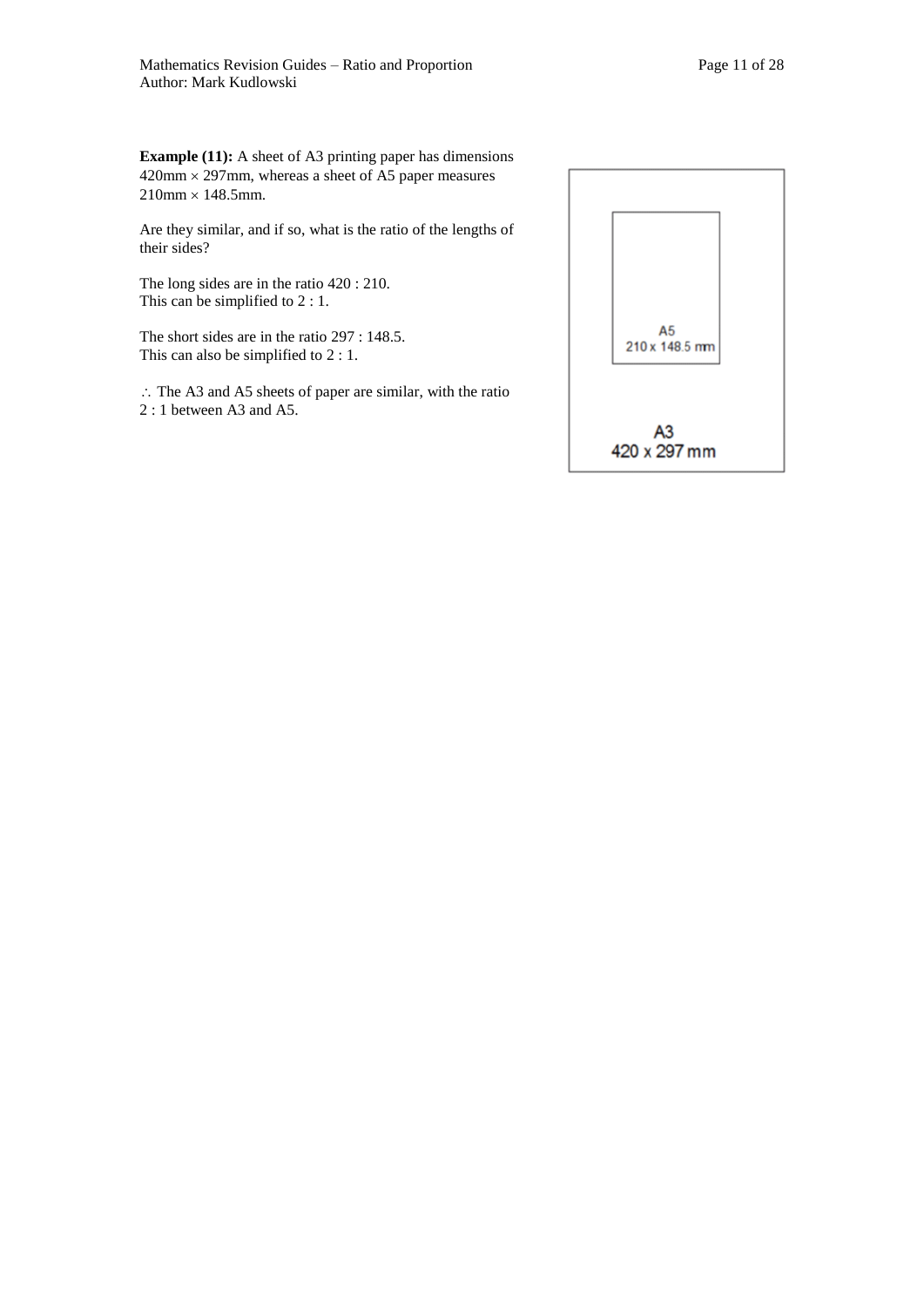**Example (11):** A sheet of A3 printing paper has dimensions $420\text{mm} \times 297\text{mm}$, whereas a sheet of A5 paper measures $210\text{mm} \times 148.5\text{mm}$.

Are they similar, and if so, what is the ratio of the lengths of their sides?

The long sides are in the ratio 420 : 210.
This can be simplified to 2 : 1.

The short sides are in the ratio 297 : 148.5.
This can also be simplified to 2 : 1.

$\therefore$ The A3 and A5 sheets of paper are similar, with the ratio 2 : 1 between A3 and A5.

A5
210 x 148.5 mm

A3
420 x 297 mm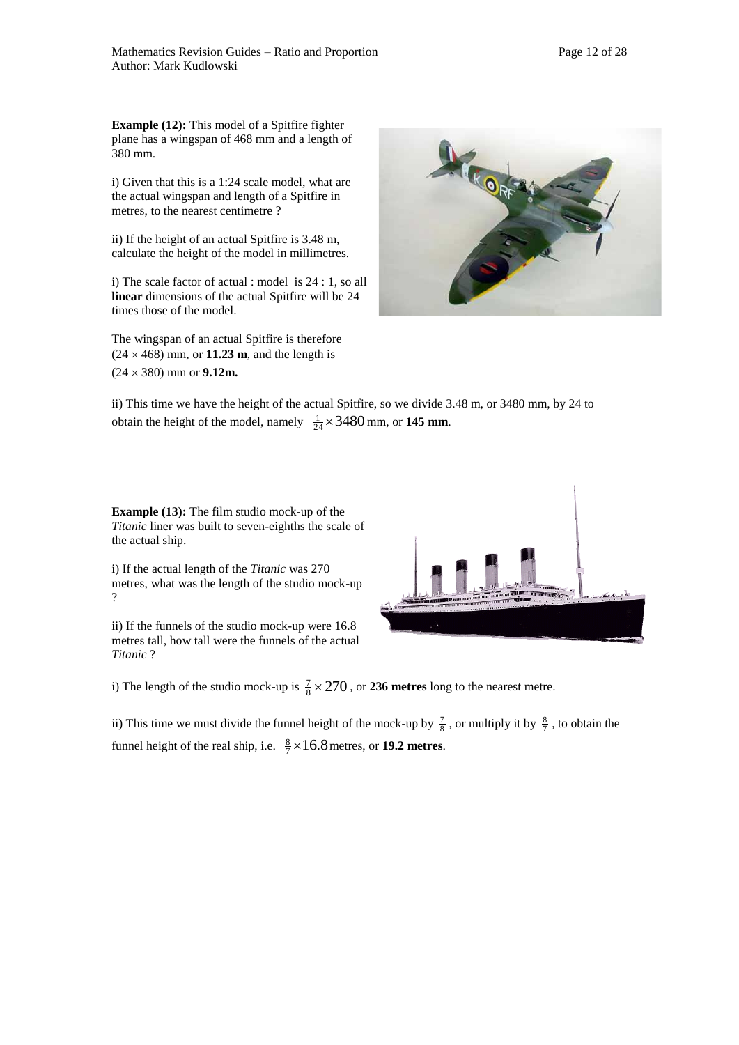**Example (12):** This model of a Spitfire fighter plane has a wingspan of 468 mm and a length of 380 mm.

i) Given that this is a 1:24 scale model, what are the actual wingspan and length of a Spitfire in metres, to the nearest centimetre ?

ii) If the height of an actual Spitfire is 3.48 m, calculate the height of the model in millimetres.

i) The scale factor of actual : model is 24 : 1, so all **linear** dimensions of the actual Spitfire will be 24 times those of the model.

The wingspan of an actual Spitfire is therefore $(24 \times 468)$ mm, or **11.23 m**, and the length is $(24 \times 380)$ mm or **9.12m.**

ii) This time we have the height of the actual Spitfire, so we divide 3.48 m, or 3480 mm, by 24 to obtain the height of the model, namely $\frac{1}{24} \times 3480$ mm, or **145 mm**.

**Example (13):** The film studio mock-up of the *Titanic* liner was built to seven-eighths the scale of the actual ship.

i) If the actual length of the *Titanic* was 270 metres, what was the length of the studio mock-up ?

ii) If the funnels of the studio mock-up were 16.8 metres tall, how tall were the funnels of the actual *Titanic* ?

i) The length of the studio mock-up is $\frac{7}{8} \times 270$, or **236 metres** long to the nearest metre.

ii) This time we must divide the funnel height of the mock-up by $\frac{7}{8}$, or multiply it by $\frac{8}{7}$, to obtain the funnel height of the real ship, i.e. $\frac{8}{7} \times 16.8$ metres, or **19.2 metres**.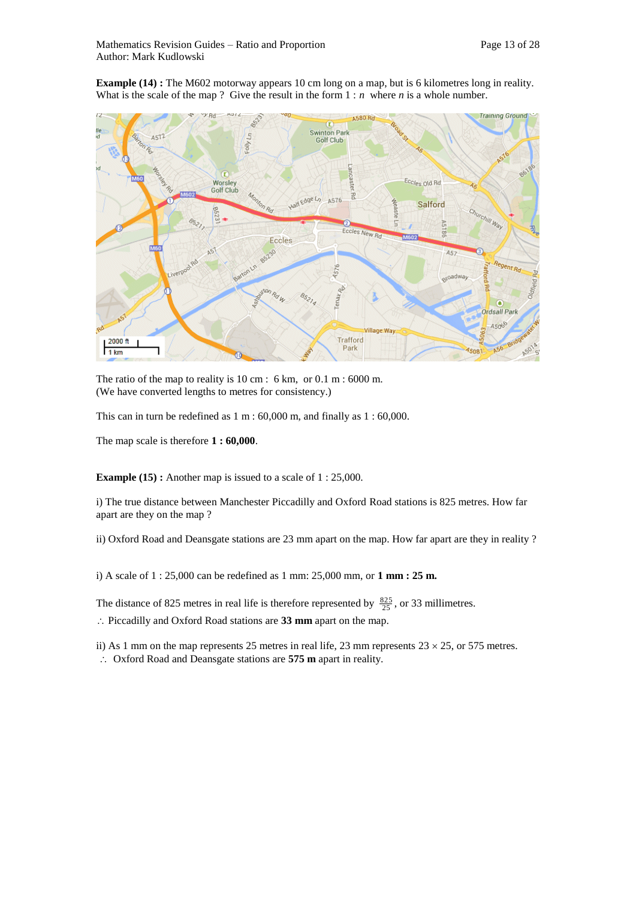**Example (14) :** The M602 motorway appears 10 cm long on a map, but is 6 kilometres long in reality. What is the scale of the map ? Give the result in the form 1 : $n$ where $n$ is a whole number.

The ratio of the map to reality is 10 cm : 6 km, or 0.1 m : 6000 m.
(We have converted lengths to metres for consistency.)

This can in turn be redefined as 1 m : 60,000 m, and finally as 1 : 60,000.

The map scale is therefore **1 : 60,000**.

**Example (15) :** Another map is issued to a scale of 1 : 25,000.

i) The true distance between Manchester Piccadilly and Oxford Road stations is 825 metres. How far apart are they on the map ?

ii) Oxford Road and Deansgate stations are 23 mm apart on the map. How far apart are they in reality ?

i) A scale of 1 : 25,000 can be redefined as 1 mm: 25,000 mm, or **1 mm : 25 m.**

The distance of 825 metres in real life is therefore represented by $\frac{825}{25}$, or 33 millimetres.
$\therefore$ Piccadilly and Oxford Road stations are **33 mm** apart on the map.

ii) As 1 mm on the map represents 25 metres in real life, 23 mm represents $23 \times 25$, or 575 metres.
$\therefore$ Oxford Road and Deansgate stations are **575 m** apart in reality.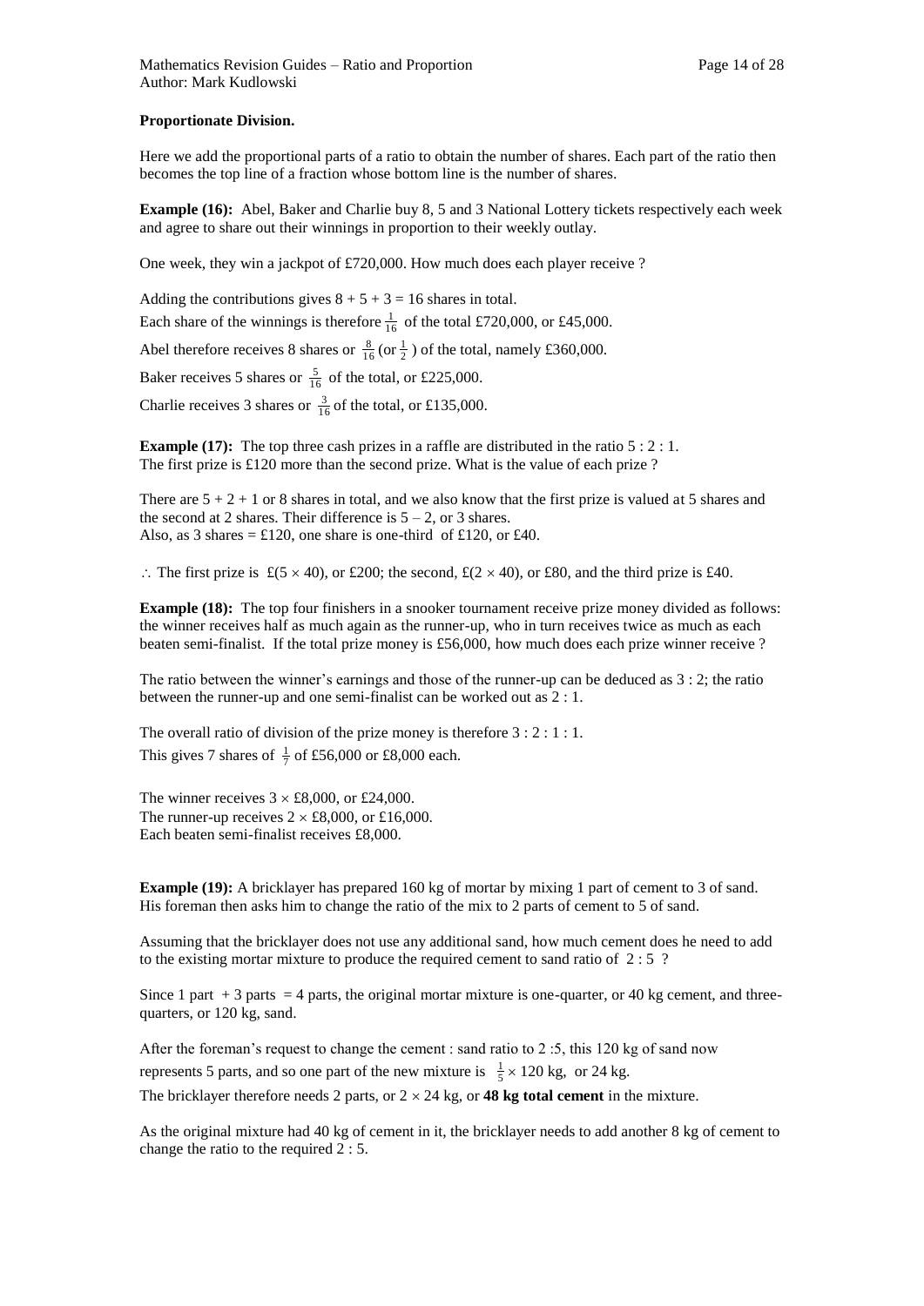**Proportionate Division.**

Here we add the proportional parts of a ratio to obtain the number of shares. Each part of the ratio then becomes the top line of a fraction whose bottom line is the number of shares.

**Example (16):** Abel, Baker and Charlie buy 8, 5 and 3 National Lottery tickets respectively each week and agree to share out their winnings in proportion to their weekly outlay.

One week, they win a jackpot of £720,000. How much does each player receive ?

Adding the contributions gives $8 + 5 + 3 = 16$ shares in total.

Each share of the winnings is therefore $\frac{1}{16}$ of the total £720,000, or £45,000.

Abel therefore receives 8 shares or $\frac{8}{16}$ (or $\frac{1}{2}$ ) of the total, namely £360,000.

Baker receives 5 shares or $\frac{5}{16}$ of the total, or £225,000.

Charlie receives 3 shares or $\frac{3}{16}$ of the total, or £135,000.

**Example (17):** The top three cash prizes in a raffle are distributed in the ratio $5 : 2 : 1$.
The first prize is £120 more than the second prize. What is the value of each prize ?

There are $5 + 2 + 1$ or 8 shares in total, and we also know that the first prize is valued at 5 shares and the second at 2 shares. Their difference is $5 - 2$, or 3 shares.
Also, as 3 shares = £120, one share is one-third of £120, or £40.

$\therefore$ The first prize is £$(5 \times 40)$, or £200; the second, £$(2 \times 40)$, or £80, and the third prize is £40.

**Example (18):** The top four finishers in a snooker tournament receive prize money divided as follows: the winner receives half as much again as the runner-up, who in turn receives twice as much as each beaten semi-finalist. If the total prize money is £56,000, how much does each prize winner receive ?

The ratio between the winner's earnings and those of the runner-up can be deduced as $3 : 2$; the ratio between the runner-up and one semi-finalist can be worked out as $2 : 1$.

The overall ratio of division of the prize money is therefore $3 : 2 : 1 : 1$.
This gives 7 shares of $\frac{1}{7}$ of £56,000 or £8,000 each.

The winner receives $3 \times$ £8,000, or £24,000.
The runner-up receives $2 \times$ £8,000, or £16,000.
Each beaten semi-finalist receives £8,000.

**Example (19):** A bricklayer has prepared 160 kg of mortar by mixing 1 part of cement to 3 of sand. His foreman then asks him to change the ratio of the mix to 2 parts of cement to 5 of sand.

Assuming that the bricklayer does not use any additional sand, how much cement does he need to add to the existing mortar mixture to produce the required cement to sand ratio of $2 : 5$ ?

Since 1 part + 3 parts = 4 parts, the original mortar mixture is one-quarter, or 40 kg cement, and three-quarters, or 120 kg, sand.

After the foreman's request to change the cement : sand ratio to $2 : 5$, this 120 kg of sand now represents 5 parts, and so one part of the new mixture is $\frac{1}{5} \times 120$ kg, or 24 kg.

The bricklayer therefore needs 2 parts, or $2 \times 24$ kg, or **48 kg total cement** in the mixture.

As the original mixture had 40 kg of cement in it, the bricklayer needs to add another 8 kg of cement to change the ratio to the required $2 : 5$.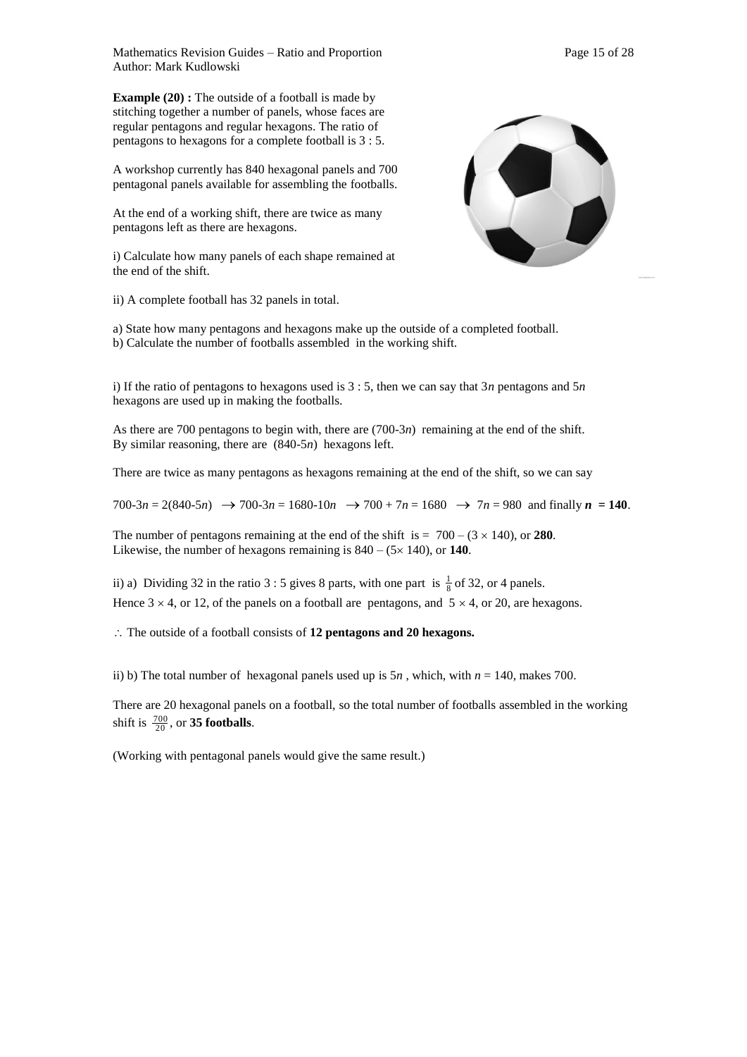**Example (20) :** The outside of a football is made by stitching together a number of panels, whose faces are regular pentagons and regular hexagons. The ratio of pentagons to hexagons for a complete football is 3 : 5.

A workshop currently has 840 hexagonal panels and 700 pentagonal panels available for assembling the footballs.

At the end of a working shift, there are twice as many pentagons left as there are hexagons.

i) Calculate how many panels of each shape remained at the end of the shift.

ii) A complete football has 32 panels in total.

a) State how many pentagons and hexagons make up the outside of a completed football.
b) Calculate the number of footballs assembled in the working shift.

i) If the ratio of pentagons to hexagons used is 3 : 5, then we can say that $3n$ pentagons and $5n$ hexagons are used up in making the footballs.

As there are 700 pentagons to begin with, there are $(700-3n)$ remaining at the end of the shift. By similar reasoning, there are $(840-5n)$ hexagons left.

There are twice as many pentagons as hexagons remaining at the end of the shift, so we can say

$700-3n = 2(840-5n) \rightarrow 700-3n = 1680-10n \rightarrow 700 + 7n = 1680 \rightarrow 7n = 980$ and finally $\boldsymbol{n = 140}$.

The number of pentagons remaining at the end of the shift is = $700 - (3 \times 140)$, or **280**.
Likewise, the number of hexagons remaining is $840 - (5\times 140)$, or **140**.

ii) a) Dividing 32 in the ratio 3 : 5 gives 8 parts, with one part is $\frac{1}{8}$ of 32, or 4 panels.
Hence $3 \times 4$, or 12, of the panels on a football are pentagons, and $5 \times 4$, or 20, are hexagons.

$\therefore$ The outside of a football consists of **12 pentagons and 20 hexagons.**

ii) b) The total number of hexagonal panels used up is $5n$ , which, with $n = 140$, makes 700.

There are 20 hexagonal panels on a football, so the total number of footballs assembled in the working shift is $\frac{700}{20}$, or **35 footballs**.

(Working with pentagonal panels would give the same result.)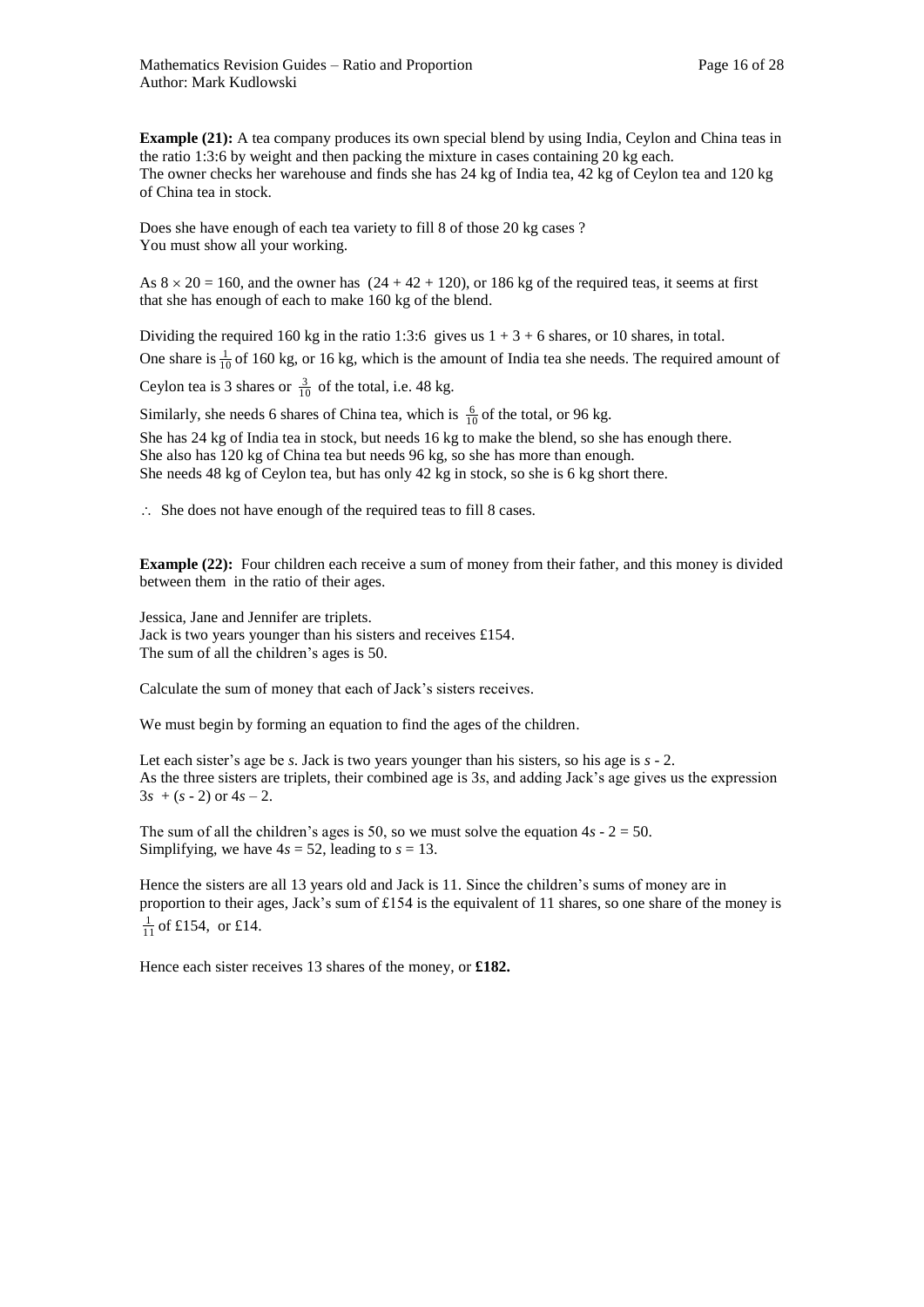**Example (21):** A tea company produces its own special blend by using India, Ceylon and China teas in the ratio 1:3:6 by weight and then packing the mixture in cases containing 20 kg each.
The owner checks her warehouse and finds she has 24 kg of India tea, 42 kg of Ceylon tea and 120 kg of China tea in stock.

Does she have enough of each tea variety to fill 8 of those 20 kg cases ?
You must show all your working.

As $8 \times 20 = 160$, and the owner has $(24 + 42 + 120)$, or 186 kg of the required teas, it seems at first that she has enough of each to make 160 kg of the blend.

Dividing the required 160 kg in the ratio 1:3:6 gives us $1 + 3 + 6$ shares, or 10 shares, in total.
One share is $\frac{1}{10}$ of 160 kg, or 16 kg, which is the amount of India tea she needs. The required amount of Ceylon tea is 3 shares or $\frac{3}{10}$ of the total, i.e. 48 kg.

Similarly, she needs 6 shares of China tea, which is $\frac{6}{10}$ of the total, or 96 kg.

She has 24 kg of India tea in stock, but needs 16 kg to make the blend, so she has enough there.
She also has 120 kg of China tea but needs 96 kg, so she has more than enough.
She needs 48 kg of Ceylon tea, but has only 42 kg in stock, so she is 6 kg short there.

$\therefore$ She does not have enough of the required teas to fill 8 cases.

**Example (22):** Four children each receive a sum of money from their father, and this money is divided between them in the ratio of their ages.

Jessica, Jane and Jennifer are triplets.
Jack is two years younger than his sisters and receives £154.
The sum of all the children's ages is 50.

Calculate the sum of money that each of Jack's sisters receives.

We must begin by forming an equation to find the ages of the children.

Let each sister's age be $s$. Jack is two years younger than his sisters, so his age is $s - 2$.
As the three sisters are triplets, their combined age is $3s$, and adding Jack's age gives us the expression $3s + (s - 2)$ or $4s - 2$.

The sum of all the children's ages is 50, so we must solve the equation $4s - 2 = 50$.
Simplifying, we have $4s = 52$, leading to $s = 13$.

Hence the sisters are all 13 years old and Jack is 11. Since the children's sums of money are in proportion to their ages, Jack's sum of £154 is the equivalent of 11 shares, so one share of the money is $\frac{1}{11}$ of £154, or £14.

Hence each sister receives 13 shares of the money, or **£182.**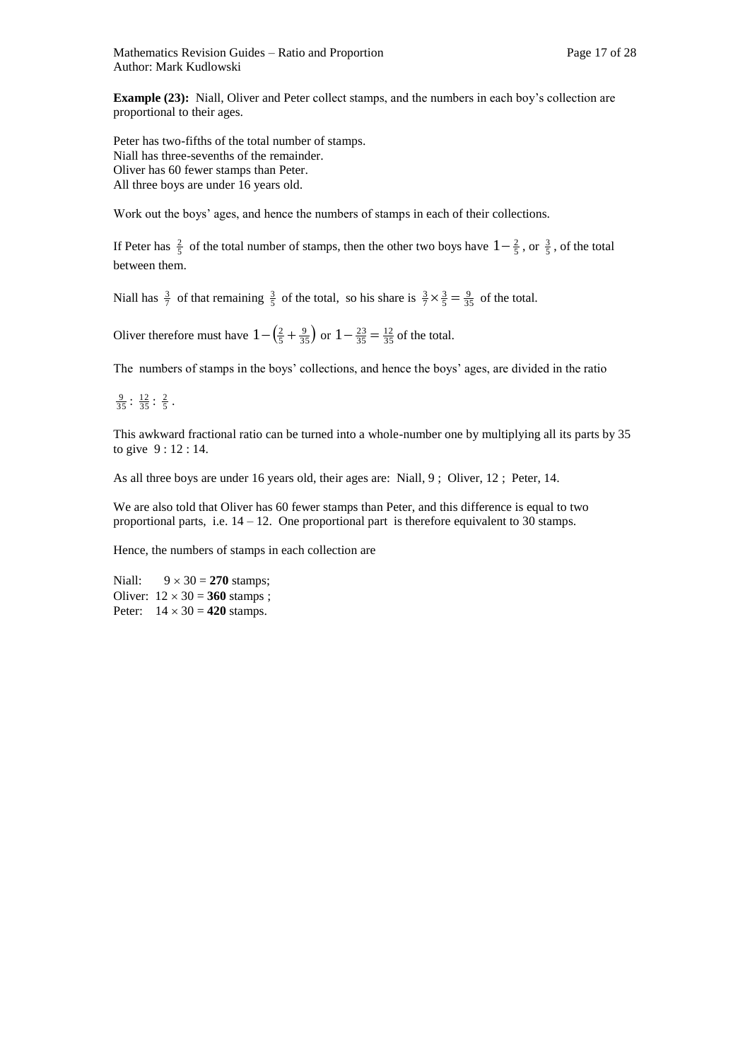**Example (23):** Niall, Oliver and Peter collect stamps, and the numbers in each boy's collection are proportional to their ages.

Peter has two-fifths of the total number of stamps.
Niall has three-sevenths of the remainder.
Oliver has 60 fewer stamps than Peter.
All three boys are under 16 years old.

Work out the boys' ages, and hence the numbers of stamps in each of their collections.

If Peter has $\frac{2}{5}$ of the total number of stamps, then the other two boys have $1-\frac{2}{5}$, or $\frac{3}{5}$, of the total between them.

Niall has $\frac{3}{7}$ of that remaining $\frac{3}{5}$ of the total, so his share is $\frac{3}{7}\times\frac{3}{5}=\frac{9}{35}$ of the total.

Oliver therefore must have $1-\left(\frac{2}{5}+\frac{9}{35}\right)$ or $1-\frac{23}{35}=\frac{12}{35}$ of the total.

The numbers of stamps in the boys' collections, and hence the boys' ages, are divided in the ratio

$\frac{9}{35}:\frac{12}{35}:\frac{2}{5}$.

This awkward fractional ratio can be turned into a whole-number one by multiplying all its parts by 35 to give 9 : 12 : 14.

As all three boys are under 16 years old, their ages are: Niall, 9 ; Oliver, 12 ; Peter, 14.

We are also told that Oliver has 60 fewer stamps than Peter, and this difference is equal to two proportional parts, i.e. 14 – 12. One proportional part is therefore equivalent to 30 stamps.

Hence, the numbers of stamps in each collection are

Niall: $9 \times 30 =$ **270** stamps;
Oliver: $12 \times 30 =$ **360** stamps ;
Peter: $14 \times 30 =$ **420** stamps.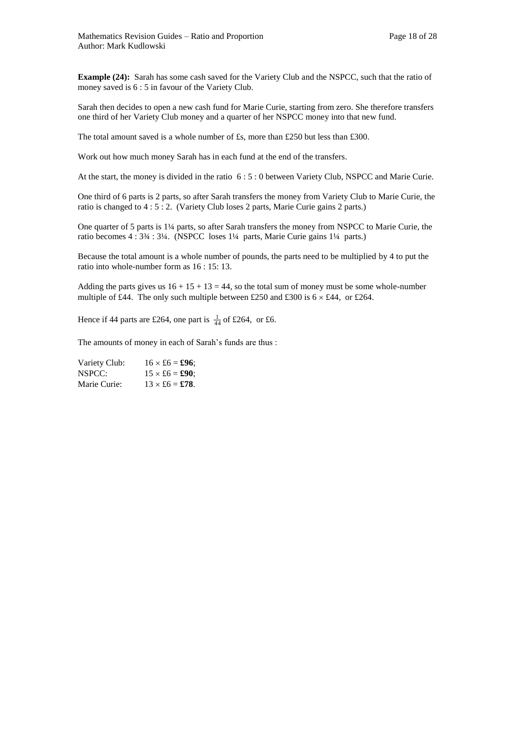**Example (24):** Sarah has some cash saved for the Variety Club and the NSPCC, such that the ratio of money saved is 6 : 5 in favour of the Variety Club.

Sarah then decides to open a new cash fund for Marie Curie, starting from zero. She therefore transfers one third of her Variety Club money and a quarter of her NSPCC money into that new fund.

The total amount saved is a whole number of £s, more than £250 but less than £300.

Work out how much money Sarah has in each fund at the end of the transfers.

At the start, the money is divided in the ratio 6 : 5 : 0 between Variety Club, NSPCC and Marie Curie.

One third of 6 parts is 2 parts, so after Sarah transfers the money from Variety Club to Marie Curie, the ratio is changed to 4 : 5 : 2. (Variety Club loses 2 parts, Marie Curie gains 2 parts.)

One quarter of 5 parts is 1¼ parts, so after Sarah transfers the money from NSPCC to Marie Curie, the ratio becomes 4 : 3¾ : 3¼. (NSPCC loses 1¼ parts, Marie Curie gains 1¼ parts.)

Because the total amount is a whole number of pounds, the parts need to be multiplied by 4 to put the ratio into whole-number form as 16 : 15: 13.

Adding the parts gives us $16 + 15 + 13 = 44$, so the total sum of money must be some whole-number multiple of £44. The only such multiple between £250 and £300 is $6 \times$ £44, or £264.

Hence if 44 parts are £264, one part is $\frac{1}{44}$ of £264, or £6.

The amounts of money in each of Sarah's funds are thus :

Variety Club: $16 \times$ £6 = **£96**;
NSPCC: $15 \times$ £6 = **£90**;
Marie Curie: $13 \times$ £6 = **£78**.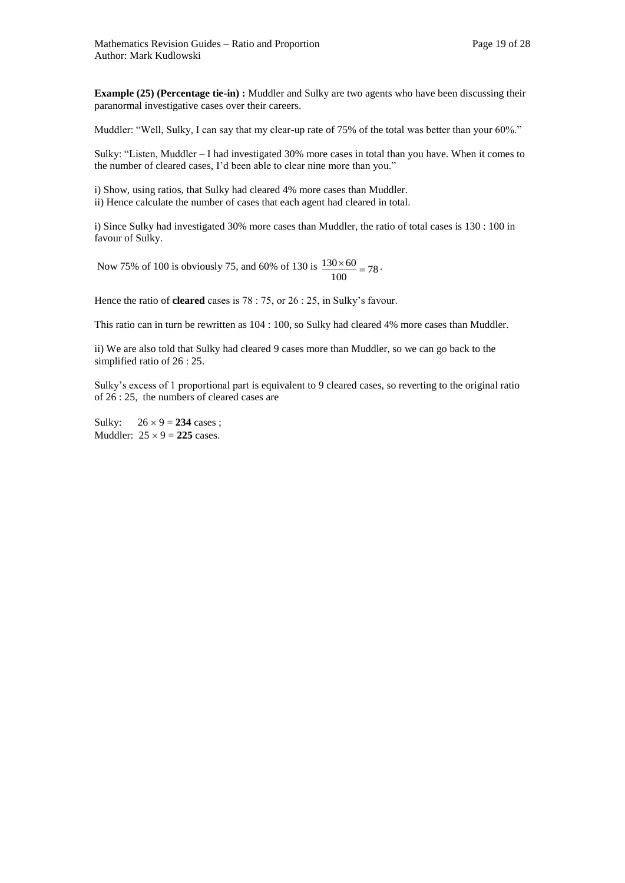**Example (25) (Percentage tie-in) :** Muddler and Sulky are two agents who have been discussing their paranormal investigative cases over their careers.

Muddler: "Well, Sulky, I can say that my clear-up rate of 75% of the total was better than your 60%."

Sulky: "Listen, Muddler – I had investigated 30% more cases in total than you have. When it comes to the number of cleared cases, I'd been able to clear nine more than you."

i) Show, using ratios, that Sulky had cleared 4% more cases than Muddler.
ii) Hence calculate the number of cases that each agent had cleared in total.

i) Since Sulky had investigated 30% more cases than Muddler, the ratio of total cases is 130 : 100 in favour of Sulky.

Now 75% of 100 is obviously 75, and 60% of 130 is $\frac{130 \times 60}{100} = 78$.

Hence the ratio of **cleared** cases is 78 : 75, or 26 : 25, in Sulky's favour.

This ratio can in turn be rewritten as 104 : 100, so Sulky had cleared 4% more cases than Muddler.

ii) We are also told that Sulky had cleared 9 cases more than Muddler, so we can go back to the simplified ratio of 26 : 25.

Sulky's excess of 1 proportional part is equivalent to 9 cleared cases, so reverting to the original ratio of 26 : 25, the numbers of cleared cases are

Sulky: $26 \times 9 =$ **234** cases ;
Muddler: $25 \times 9 =$ **225** cases.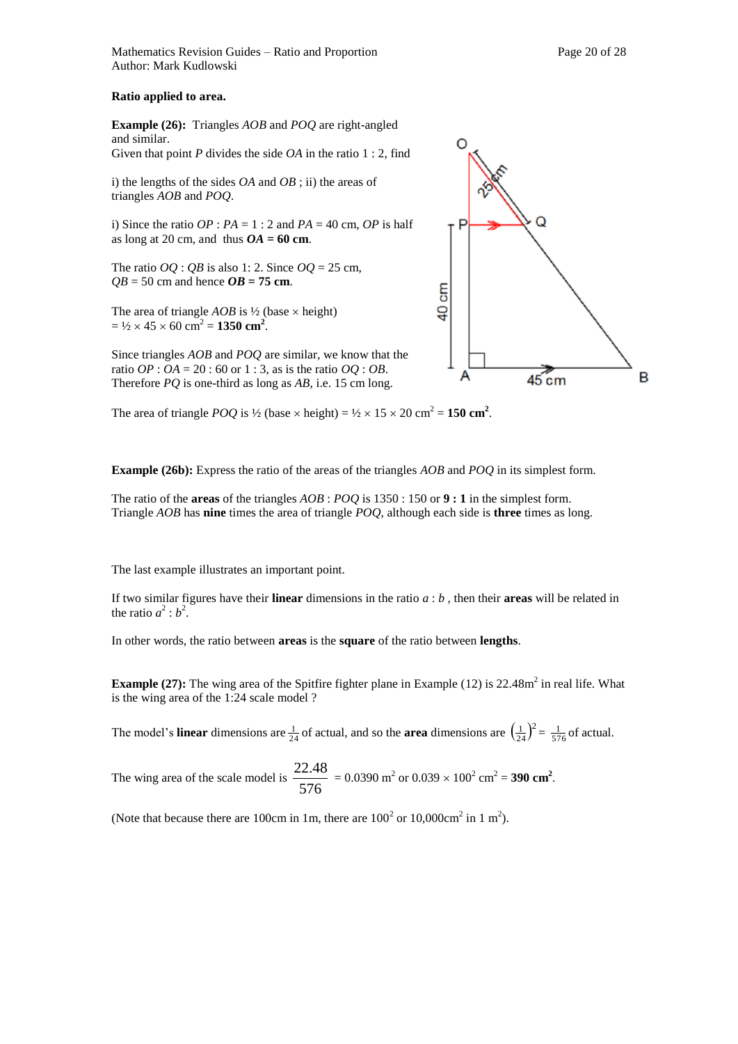**Ratio applied to area.**

**Example (26):** Triangles *AOB* and *POQ* are right-angled and similar.
Given that point *P* divides the side *OA* in the ratio 1 : 2, find

i) the lengths of the sides *OA* and *OB* ; ii) the areas of triangles *AOB* and *POQ*.

i) Since the ratio $OP : PA = 1 : 2$ and $PA = 40$ cm, *OP* is half as long at 20 cm, and thus ***OA* = 60 cm**.

The ratio $OQ : QB$ is also 1: 2. Since $OQ = 25$ cm, $QB = 50$ cm and hence ***OB* = 75 cm**.

The area of triangle *AOB* is ½ (base × height) = $\frac{1}{2} \times 45 \times 60$ cm$^2$ = **1350 cm$^2$**.

Since triangles *AOB* and *POQ* are similar, we know that the ratio $OP : OA = 20 : 60$ or $1 : 3$, as is the ratio $OQ : OB$. Therefore *PQ* is one-third as long as *AB*, i.e. 15 cm long.

The area of triangle *POQ* is ½ (base × height) = $\frac{1}{2} \times 15 \times 20$ cm$^2$ = **150 cm$^2$**.

**Example (26b):** Express the ratio of the areas of the triangles *AOB* and *POQ* in its simplest form.

The ratio of the **areas** of the triangles *AOB* : *POQ* is 1350 : 150 or **9 : 1** in the simplest form.
Triangle *AOB* has **nine** times the area of triangle *POQ*, although each side is **three** times as long.

The last example illustrates an important point.

If two similar figures have their **linear** dimensions in the ratio $a : b$ , then their **areas** will be related in the ratio $a^2 : b^2$.

In other words, the ratio between **areas** is the **square** of the ratio between **lengths**.

**Example (27):** The wing area of the Spitfire fighter plane in Example (12) is 22.48m$^2$ in real life. What is the wing area of the 1:24 scale model ?

The model's **linear** dimensions are $\frac{1}{24}$ of actual, and so the **area** dimensions are $\left(\frac{1}{24}\right)^2 = \frac{1}{576}$ of actual.

The wing area of the scale model is $\frac{22.48}{576}$ = 0.0390 m$^2$ or $0.039 \times 100^2$ cm$^2$ = **390 cm$^2$**.

(Note that because there are 100cm in 1m, there are $100^2$ or 10,000cm$^2$ in 1 m$^2$).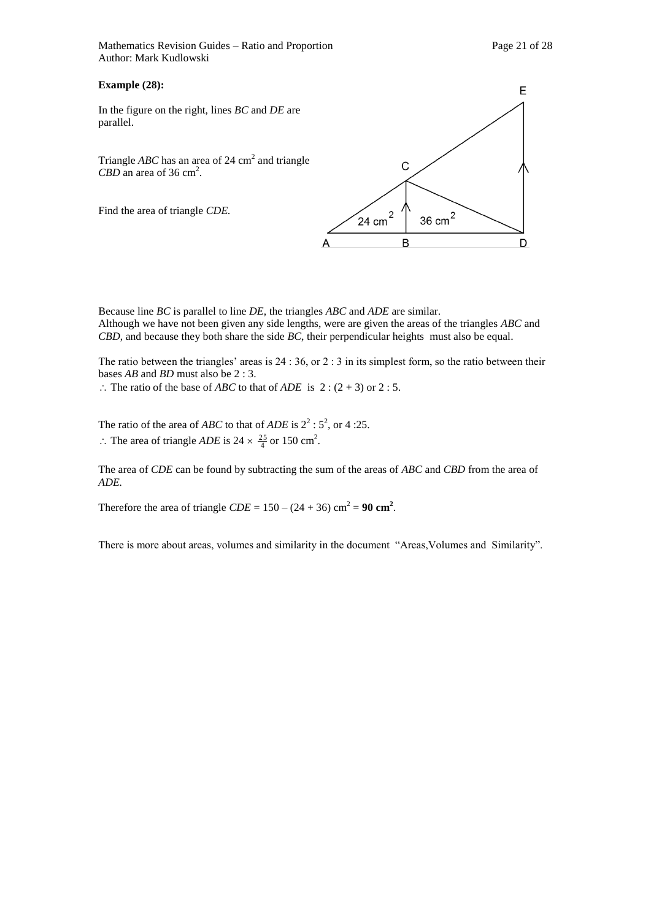**Example (28):**

In the figure on the right, lines *BC* and *DE* are parallel.

Triangle *ABC* has an area of 24 cm$^2$ and triangle *CBD* an area of 36 cm$^2$.

Find the area of triangle *CDE*.

Because line *BC* is parallel to line *DE*, the triangles *ABC* and *ADE* are similar.
Although we have not been given any side lengths, were are given the areas of the triangles *ABC* and *CBD*, and because they both share the side *BC*, their perpendicular heights must also be equal.

The ratio between the triangles' areas is 24 : 36, or 2 : 3 in its simplest form, so the ratio between their bases *AB* and *BD* must also be 2 : 3.
$\therefore$ The ratio of the base of *ABC* to that of *ADE* is $2 : (2 + 3)$ or $2 : 5$.

The ratio of the area of *ABC* to that of *ADE* is $2^2 : 5^2$, or 4 :25.
$\therefore$ The area of triangle *ADE* is $24 \times \frac{25}{4}$ or 150 cm$^2$.

The area of *CDE* can be found by subtracting the sum of the areas of *ABC* and *CBD* from the area of *ADE*.

Therefore the area of triangle *CDE* = $150 - (24 + 36)$ cm$^2$ = **90 cm$^2$**.

There is more about areas, volumes and similarity in the document "Areas,Volumes and Similarity".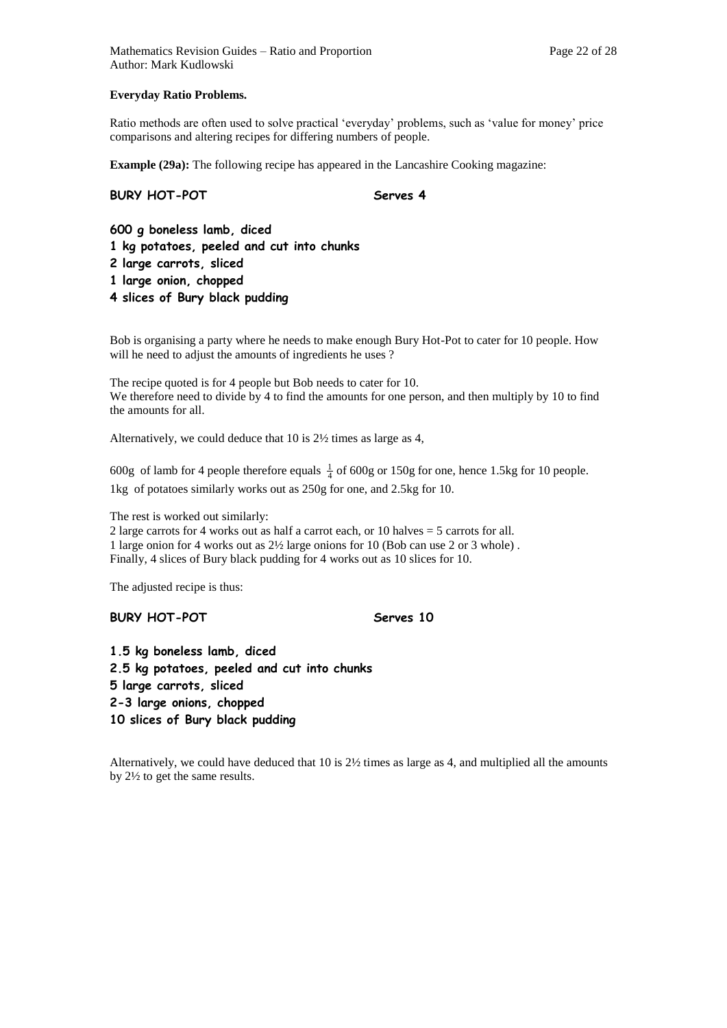**Everyday Ratio Problems.**

Ratio methods are often used to solve practical 'everyday' problems, such as 'value for money' price comparisons and altering recipes for differing numbers of people.

**Example (29a):** The following recipe has appeared in the Lancashire Cooking magazine:

**BURY HOT-POT** **Serves 4**

**600 g boneless lamb, diced**
**1 kg potatoes, peeled and cut into chunks**
**2 large carrots, sliced**
**1 large onion, chopped**
**4 slices of Bury black pudding**

Bob is organising a party where he needs to make enough Bury Hot-Pot to cater for 10 people. How will he need to adjust the amounts of ingredients he uses ?

The recipe quoted is for 4 people but Bob needs to cater for 10.
We therefore need to divide by 4 to find the amounts for one person, and then multiply by 10 to find the amounts for all.

Alternatively, we could deduce that 10 is 2½ times as large as 4,

600g of lamb for 4 people therefore equals $\frac{1}{4}$ of 600g or 150g for one, hence 1.5kg for 10 people.
1kg of potatoes similarly works out as 250g for one, and 2.5kg for 10.

The rest is worked out similarly:
2 large carrots for 4 works out as half a carrot each, or 10 halves = 5 carrots for all.
1 large onion for 4 works out as 2½ large onions for 10 (Bob can use 2 or 3 whole) .
Finally, 4 slices of Bury black pudding for 4 works out as 10 slices for 10.

The adjusted recipe is thus:

**BURY HOT-POT** **Serves 10**

**1.5 kg boneless lamb, diced**
**2.5 kg potatoes, peeled and cut into chunks**
**5 large carrots, sliced**
**2-3 large onions, chopped**
**10 slices of Bury black pudding**

Alternatively, we could have deduced that 10 is 2½ times as large as 4, and multiplied all the amounts by 2½ to get the same results.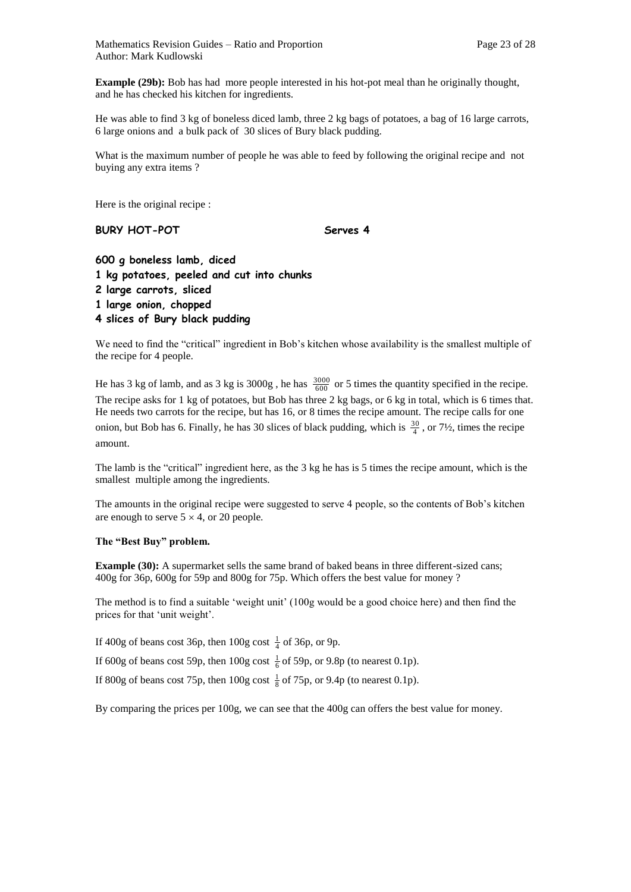**Example (29b):** Bob has had more people interested in his hot-pot meal than he originally thought, and he has checked his kitchen for ingredients.

He was able to find 3 kg of boneless diced lamb, three 2 kg bags of potatoes, a bag of 16 large carrots, 6 large onions and a bulk pack of 30 slices of Bury black pudding.

What is the maximum number of people he was able to feed by following the original recipe and not buying any extra items ?

Here is the original recipe :

**BURY HOT-POT** **Serves 4**

**600 g boneless lamb, diced**
**1 kg potatoes, peeled and cut into chunks**
**2 large carrots, sliced**
**1 large onion, chopped**
**4 slices of Bury black pudding**

We need to find the "critical" ingredient in Bob's kitchen whose availability is the smallest multiple of the recipe for 4 people.

He has 3 kg of lamb, and as 3 kg is 3000g , he has $\frac{3000}{600}$ or 5 times the quantity specified in the recipe. The recipe asks for 1 kg of potatoes, but Bob has three 2 kg bags, or 6 kg in total, which is 6 times that. He needs two carrots for the recipe, but has 16, or 8 times the recipe amount. The recipe calls for one onion, but Bob has 6. Finally, he has 30 slices of black pudding, which is $\frac{30}{4}$ , or 7½, times the recipe amount.

The lamb is the "critical" ingredient here, as the 3 kg he has is 5 times the recipe amount, which is the smallest multiple among the ingredients.

The amounts in the original recipe were suggested to serve 4 people, so the contents of Bob's kitchen are enough to serve $5 \times 4$, or 20 people.

**The "Best Buy" problem.**

**Example (30):** A supermarket sells the same brand of baked beans in three different-sized cans; 400g for 36p, 600g for 59p and 800g for 75p. Which offers the best value for money ?

The method is to find a suitable 'weight unit' (100g would be a good choice here) and then find the prices for that 'unit weight'.

If 400g of beans cost 36p, then 100g cost $\frac{1}{4}$ of 36p, or 9p.

If 600g of beans cost 59p, then 100g cost $\frac{1}{6}$ of 59p, or 9.8p (to nearest 0.1p).

If 800g of beans cost 75p, then 100g cost $\frac{1}{8}$ of 75p, or 9.4p (to nearest 0.1p).

By comparing the prices per 100g, we can see that the 400g can offers the best value for money.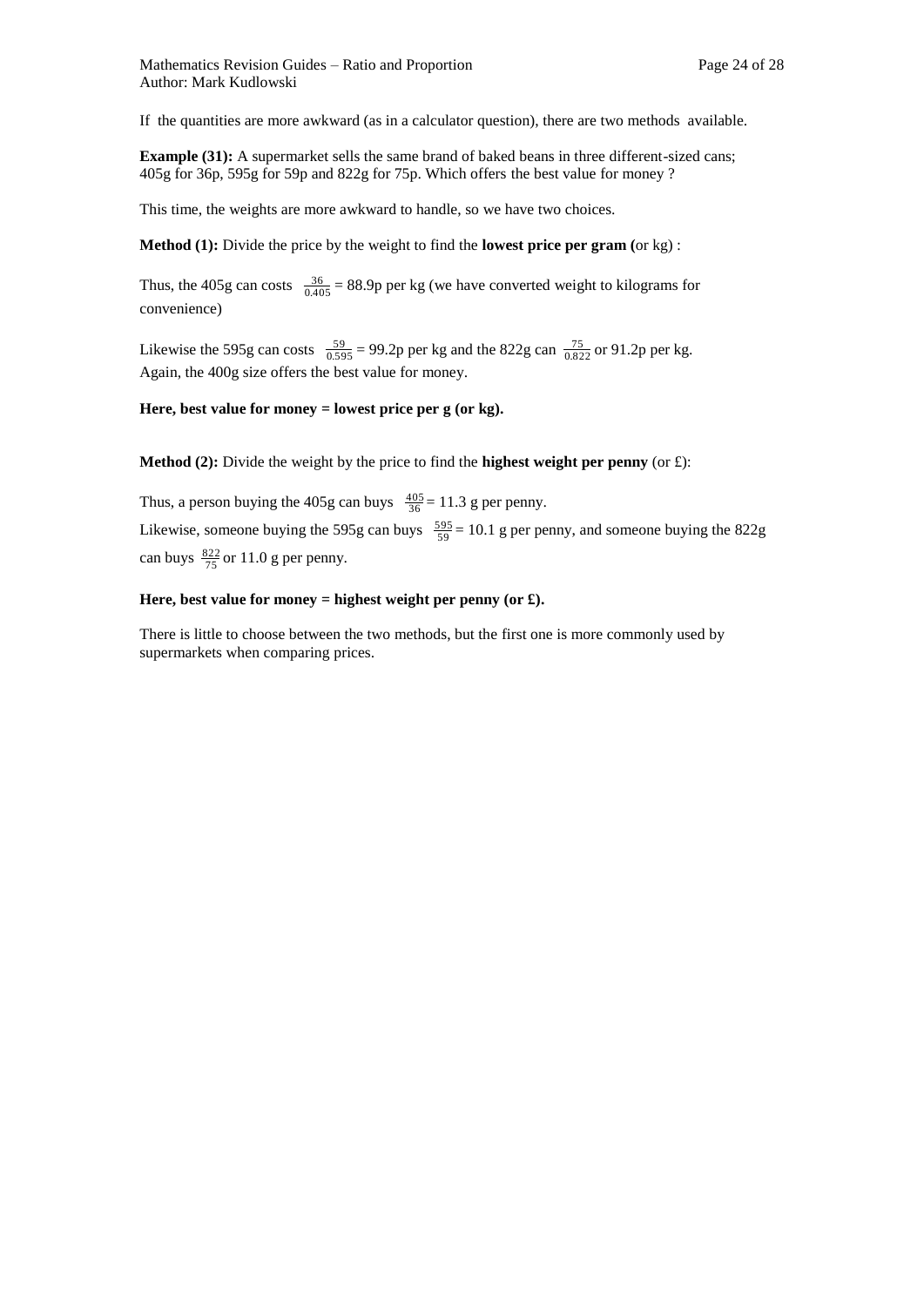If the quantities are more awkward (as in a calculator question), there are two methods available.

**Example (31):** A supermarket sells the same brand of baked beans in three different-sized cans; 405g for 36p, 595g for 59p and 822g for 75p. Which offers the best value for money ?

This time, the weights are more awkward to handle, so we have two choices.

**Method (1):** Divide the price by the weight to find the **lowest price per gram (**or kg) :

Thus, the 405g can costs $\frac{36}{0.405}$ = 88.9p per kg (we have converted weight to kilograms for convenience)

Likewise the 595g can costs $\frac{59}{0.595}$ = 99.2p per kg and the 822g can $\frac{75}{0.822}$ or 91.2p per kg. Again, the 400g size offers the best value for money.

**Here, best value for money = lowest price per g (or kg).**

**Method (2):** Divide the weight by the price to find the **highest weight per penny** (or £):

Thus, a person buying the 405g can buys $\frac{405}{36}$ = 11.3 g per penny.

Likewise, someone buying the 595g can buys $\frac{595}{59}$ = 10.1 g per penny, and someone buying the 822g can buys $\frac{822}{75}$ or 11.0 g per penny.

**Here, best value for money = highest weight per penny (or £).**

There is little to choose between the two methods, but the first one is more commonly used by supermarkets when comparing prices.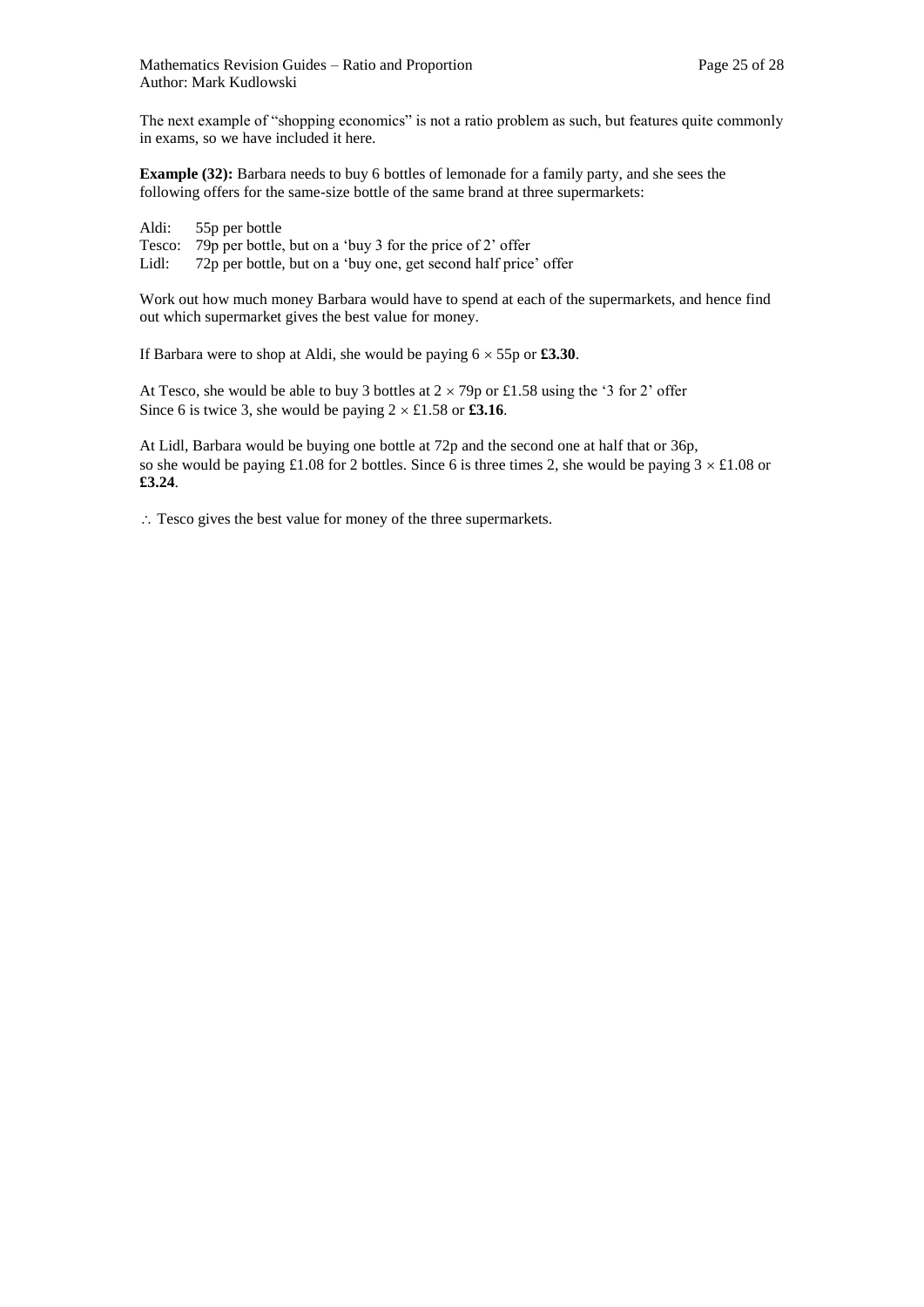The next example of "shopping economics" is not a ratio problem as such, but features quite commonly in exams, so we have included it here.

**Example (32):** Barbara needs to buy 6 bottles of lemonade for a family party, and she sees the following offers for the same-size bottle of the same brand at three supermarkets:

Aldi: 55p per bottle
Tesco: 79p per bottle, but on a 'buy 3 for the price of 2' offer
Lidl: 72p per bottle, but on a 'buy one, get second half price' offer

Work out how much money Barbara would have to spend at each of the supermarkets, and hence find out which supermarket gives the best value for money.

If Barbara were to shop at Aldi, she would be paying $6 \times 55$p or **£3.30**.

At Tesco, she would be able to buy 3 bottles at $2 \times 79$p or £1.58 using the '3 for 2' offer
Since 6 is twice 3, she would be paying $2 \times$ £1.58 or **£3.16**.

At Lidl, Barbara would be buying one bottle at 72p and the second one at half that or 36p, so she would be paying £1.08 for 2 bottles. Since 6 is three times 2, she would be paying $3 \times$ £1.08 or **£3.24**.

$\therefore$ Tesco gives the best value for money of the three supermarkets.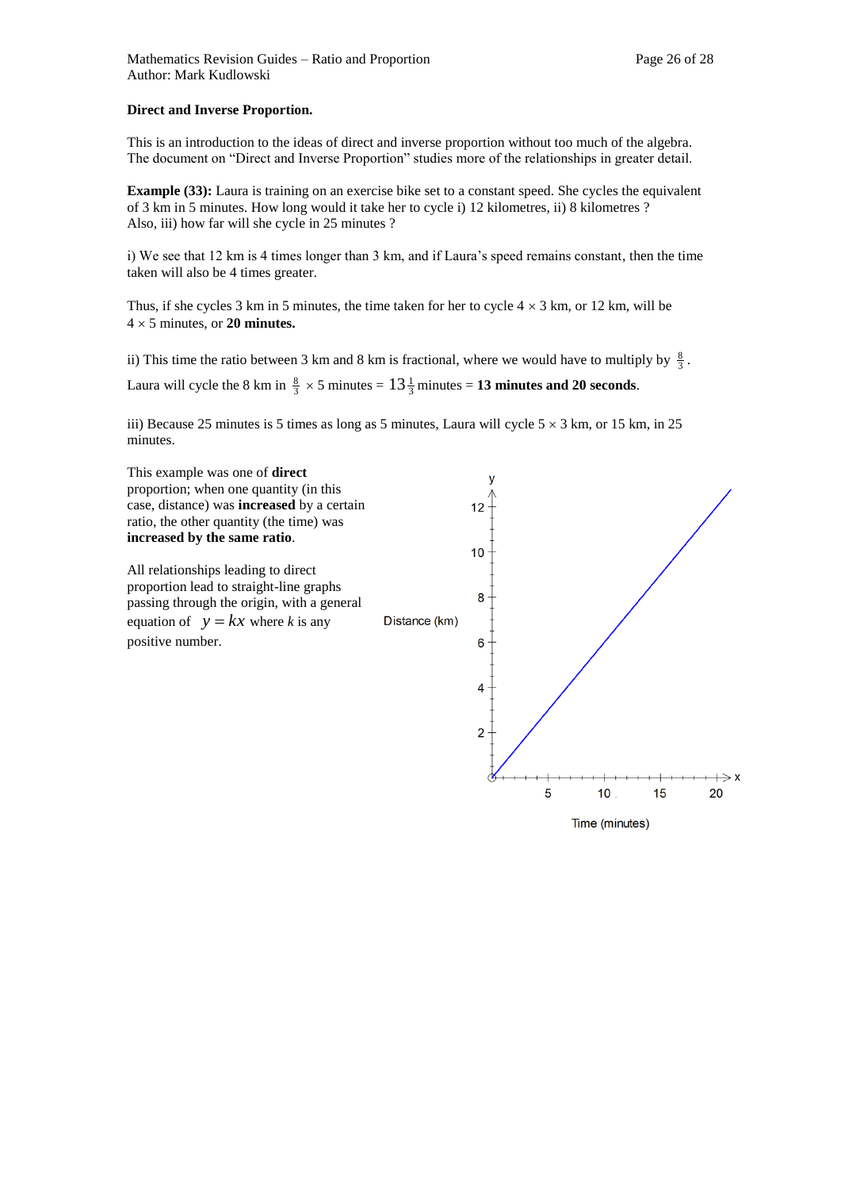**Direct and Inverse Proportion.**

This is an introduction to the ideas of direct and inverse proportion without too much of the algebra. The document on “Direct and Inverse Proportion” studies more of the relationships in greater detail.

**Example (33):** Laura is training on an exercise bike set to a constant speed. She cycles the equivalent of 3 km in 5 minutes. How long would it take her to cycle i) 12 kilometres, ii) 8 kilometres ? Also, iii) how far will she cycle in 25 minutes ?

i) We see that 12 km is 4 times longer than 3 km, and if Laura’s speed remains constant, then the time taken will also be 4 times greater.

Thus, if she cycles 3 km in 5 minutes, the time taken for her to cycle $4 \times 3$ km, or 12 km, will be $4 \times 5$ minutes, or **20 minutes.**

ii) This time the ratio between 3 km and 8 km is fractional, where we would have to multiply by $\frac{8}{3}$.

Laura will cycle the 8 km in $\frac{8}{3} \times 5$ minutes = $13\frac{1}{3}$ minutes = **13 minutes and 20 seconds**.

iii) Because 25 minutes is 5 times as long as 5 minutes, Laura will cycle $5 \times 3$ km, or 15 km, in 25 minutes.

This example was one of **direct** proportion; when one quantity (in this case, distance) was **increased** by a certain ratio, the other quantity (the time) was **increased by the same ratio**.

All relationships leading to direct proportion lead to straight-line graphs passing through the origin, with a general equation of $y = kx$ where $k$ is any positive number.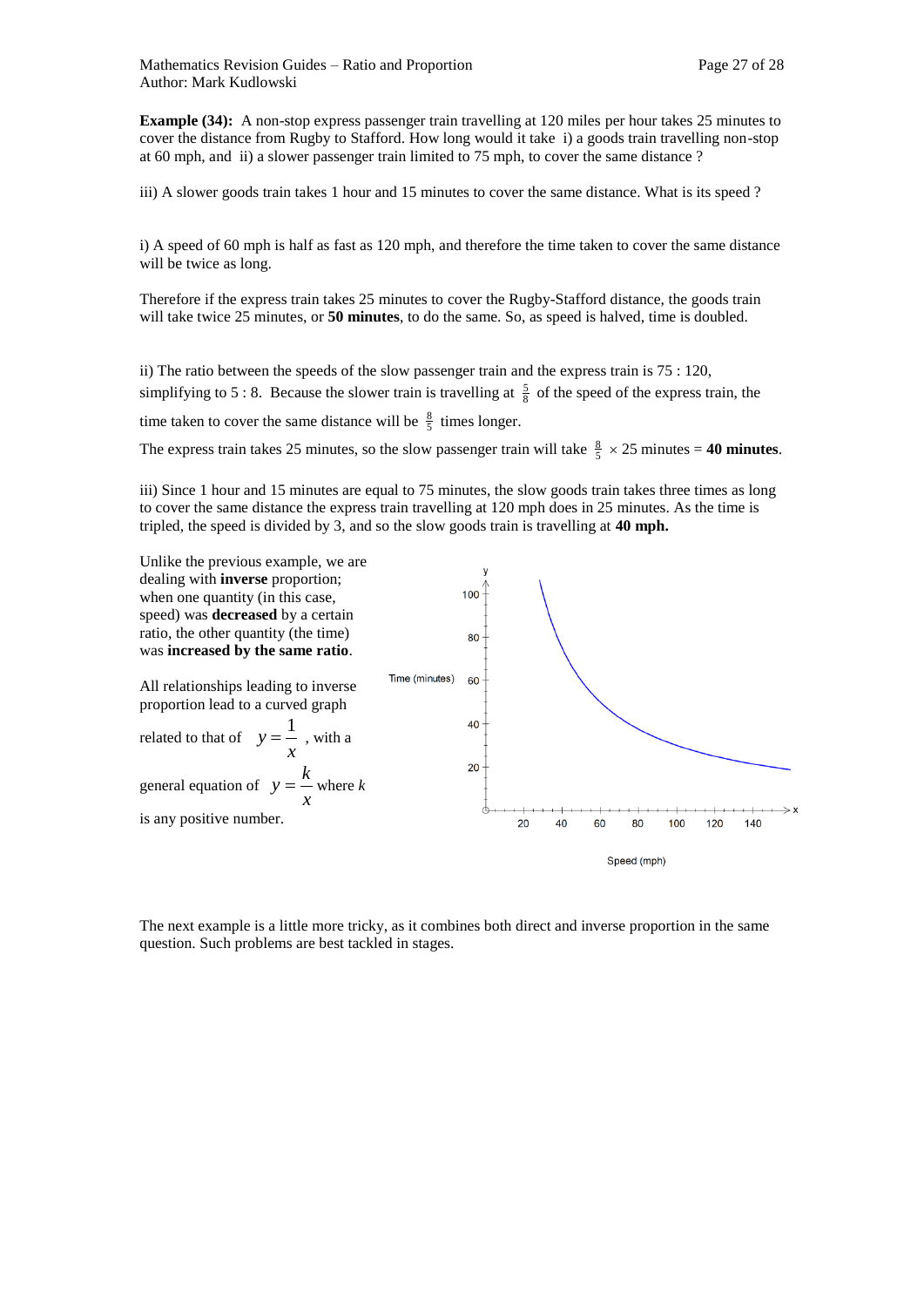**Example (34):** A non-stop express passenger train travelling at 120 miles per hour takes 25 minutes to cover the distance from Rugby to Stafford. How long would it take i) a goods train travelling non-stop at 60 mph, and ii) a slower passenger train limited to 75 mph, to cover the same distance ?

iii) A slower goods train takes 1 hour and 15 minutes to cover the same distance. What is its speed ?

i) A speed of 60 mph is half as fast as 120 mph, and therefore the time taken to cover the same distance will be twice as long.

Therefore if the express train takes 25 minutes to cover the Rugby-Stafford distance, the goods train will take twice 25 minutes, or **50 minutes**, to do the same. So, as speed is halved, time is doubled.

ii) The ratio between the speeds of the slow passenger train and the express train is 75 : 120, simplifying to 5 : 8. Because the slower train is travelling at $\frac{5}{8}$ of the speed of the express train, the time taken to cover the same distance will be $\frac{8}{5}$ times longer.

The express train takes 25 minutes, so the slow passenger train will take $\frac{8}{5} \times 25$ minutes = **40 minutes**.

iii) Since 1 hour and 15 minutes are equal to 75 minutes, the slow goods train takes three times as long to cover the same distance the express train travelling at 120 mph does in 25 minutes. As the time is tripled, the speed is divided by 3, and so the slow goods train is travelling at **40 mph.**

Unlike the previous example, we are dealing with **inverse** proportion; when one quantity (in this case, speed) was **decreased** by a certain ratio, the other quantity (the time) was **increased by the same ratio**.

All relationships leading to inverse proportion lead to a curved graph related to that of $y = \frac{1}{x}$ , with a general equation of $y = \frac{k}{x}$ where $k$ is any positive number.

The next example is a little more tricky, as it combines both direct and inverse proportion in the same question. Such problems are best tackled in stages.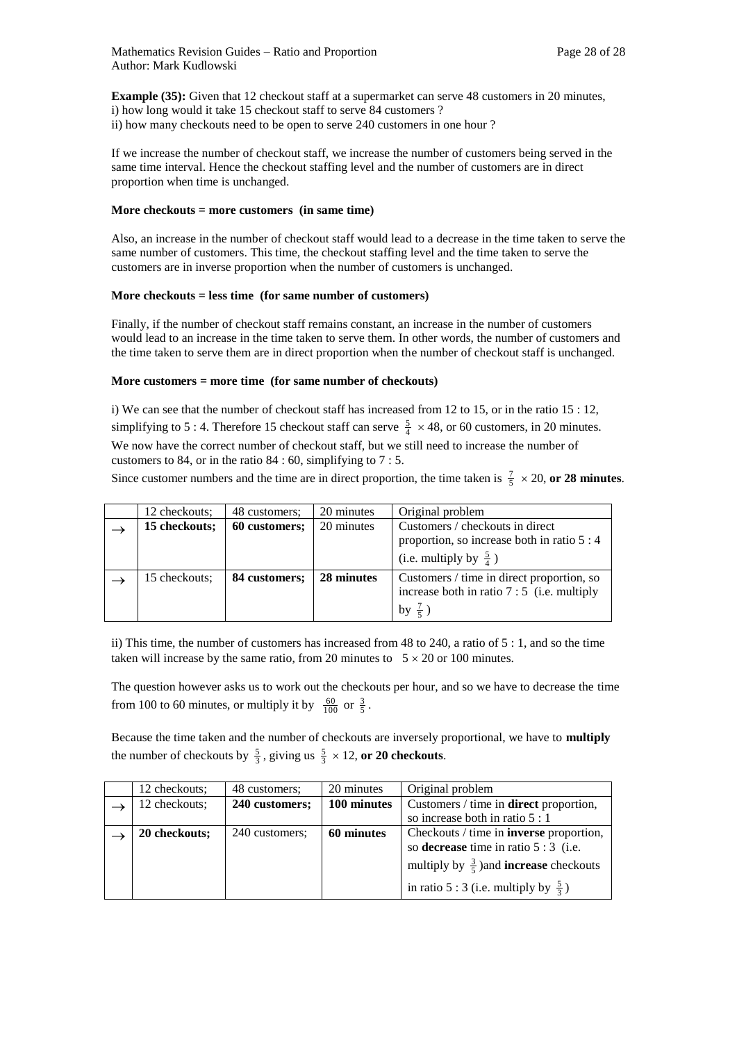**Example (35):** Given that 12 checkout staff at a supermarket can serve 48 customers in 20 minutes,
i) how long would it take 15 checkout staff to serve 84 customers ?
ii) how many checkouts need to be open to serve 240 customers in one hour ?

If we increase the number of checkout staff, we increase the number of customers being served in the same time interval. Hence the checkout staffing level and the number of customers are in direct proportion when time is unchanged.

**More checkouts = more customers (in same time)**

Also, an increase in the number of checkout staff would lead to a decrease in the time taken to serve the same number of customers. This time, the checkout staffing level and the time taken to serve the customers are in inverse proportion when the number of customers is unchanged.

**More checkouts = less time (for same number of customers)**

Finally, if the number of checkout staff remains constant, an increase in the number of customers would lead to an increase in the time taken to serve them. In other words, the number of customers and the time taken to serve them are in direct proportion when the number of checkout staff is unchanged.

**More customers = more time (for same number of checkouts)**

i) We can see that the number of checkout staff has increased from 12 to 15, or in the ratio 15 : 12, simplifying to 5 : 4. Therefore 15 checkout staff can serve $\frac{5}{4} \times 48$, or 60 customers, in 20 minutes.
We now have the correct number of checkout staff, but we still need to increase the number of customers to 84, or in the ratio 84 : 60, simplifying to 7 : 5.
Since customer numbers and the time are in direct proportion, the time taken is $\frac{7}{5} \times 20$, **or 28 minutes**.

| | | | | |
|---|---|---|---|---|
| | 12 checkouts; | 48 customers; | 20 minutes | Original problem |
| → | **15 checkouts;** | **60 customers;** | 20 minutes | Customers / checkouts in direct proportion, so increase both in ratio 5 : 4 (i.e. multiply by $\frac{5}{4}$) |
| → | 15 checkouts; | **84 customers;** | **28 minutes** | Customers / time in direct proportion, so increase both in ratio 7 : 5 (i.e. multiply by $\frac{7}{5}$) |

ii) This time, the number of customers has increased from 48 to 240, a ratio of 5 : 1, and so the time taken will increase by the same ratio, from 20 minutes to $5 \times 20$ or 100 minutes.

The question however asks us to work out the checkouts per hour, and so we have to decrease the time from 100 to 60 minutes, or multiply it by $\frac{60}{100}$ or $\frac{3}{5}$.

Because the time taken and the number of checkouts are inversely proportional, we have to **multiply** the number of checkouts by $\frac{5}{3}$, giving us $\frac{5}{3} \times 12$, **or 20 checkouts**.

| | | | | |
|---|---|---|---|---|
| | 12 checkouts; | 48 customers; | 20 minutes | Original problem |
| → | 12 checkouts; | **240 customers;** | **100 minutes** | Customers / time in **direct** proportion, so increase both in ratio 5 : 1 |
| → | **20 checkouts;** | 240 customers; | **60 minutes** | Checkouts / time in **inverse** proportion, so **decrease** time in ratio 5 : 3 (i.e. multiply by $\frac{3}{5}$) and **increase** checkouts in ratio 5 : 3 (i.e. multiply by $\frac{5}{3}$) |